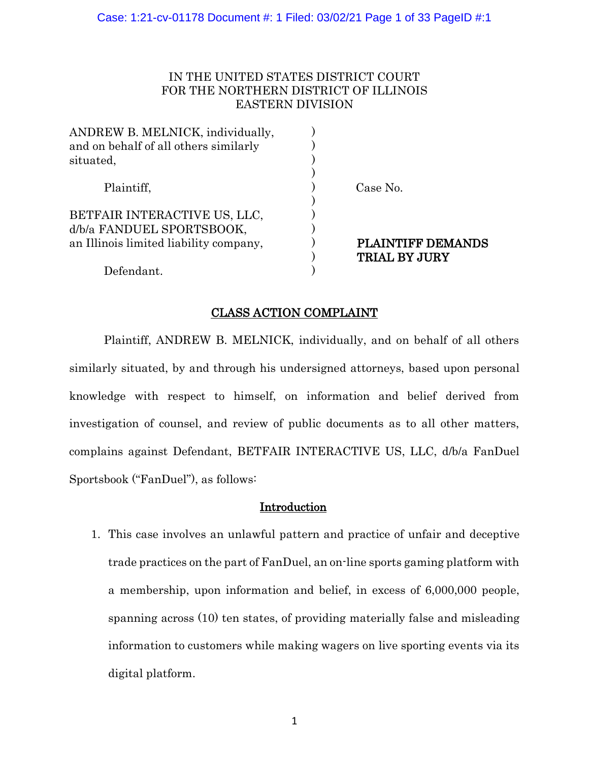IN THE UNITED STATES DISTRICT COURT
FOR THE NORTHERN DISTRICT OF ILLINOIS
EASTERN DIVISION

| | | |
|---|---|---|
| ANDREW B. MELNICK, individually, and on behalf of all others similarly situated, | ) | |
| Plaintiff, | ) | Case No. |
| BETFAIR INTERACTIVE US, LLC, d/b/a FANDUEL SPORTSBOOK, an Illinois limited liability company, | ) | **PLAINTIFF DEMANDS TRIAL BY JURY** |
| Defendant. | ) | |

## CLASS ACTION COMPLAINT

Plaintiff, ANDREW B. MELNICK, individually, and on behalf of all others similarly situated, by and through his undersigned attorneys, based upon personal knowledge with respect to himself, on information and belief derived from investigation of counsel, and review of public documents as to all other matters, complains against Defendant, BETFAIR INTERACTIVE US, LLC, d/b/a FanDuel Sportsbook ("FanDuel"), as follows:

### Introduction

1. This case involves an unlawful pattern and practice of unfair and deceptive trade practices on the part of FanDuel, an on-line sports gaming platform with a membership, upon information and belief, in excess of 6,000,000 people, spanning across (10) ten states, of providing materially false and misleading information to customers while making wagers on live sporting events via its digital platform.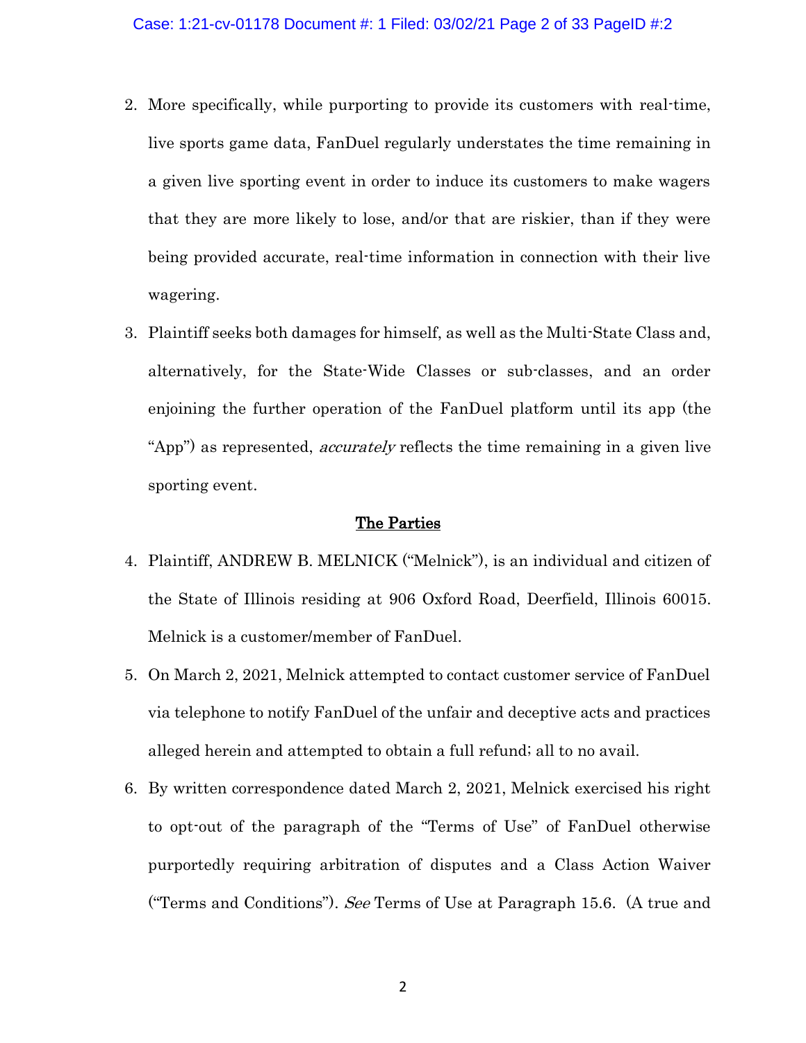2. More specifically, while purporting to provide its customers with real-time, live sports game data, FanDuel regularly understates the time remaining in a given live sporting event in order to induce its customers to make wagers that they are more likely to lose, and/or that are riskier, than if they were being provided accurate, real-time information in connection with their live wagering.

3. Plaintiff seeks both damages for himself, as well as the Multi-State Class and, alternatively, for the State-Wide Classes or sub-classes, and an order enjoining the further operation of the FanDuel platform until its app (the "App") as represented, *accurately* reflects the time remaining in a given live sporting event.

## The Parties

4. Plaintiff, ANDREW B. MELNICK ("Melnick"), is an individual and citizen of the State of Illinois residing at 906 Oxford Road, Deerfield, Illinois 60015. Melnick is a customer/member of FanDuel.

5. On March 2, 2021, Melnick attempted to contact customer service of FanDuel via telephone to notify FanDuel of the unfair and deceptive acts and practices alleged herein and attempted to obtain a full refund; all to no avail.

6. By written correspondence dated March 2, 2021, Melnick exercised his right to opt-out of the paragraph of the "Terms of Use" of FanDuel otherwise purportedly requiring arbitration of disputes and a Class Action Waiver ("Terms and Conditions"). *See* Terms of Use at Paragraph 15.6. (A true and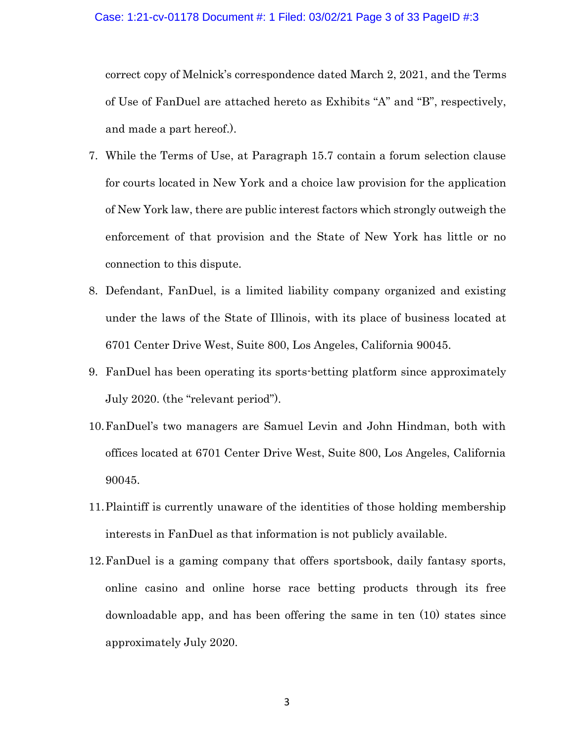correct copy of Melnick's correspondence dated March 2, 2021, and the Terms of Use of FanDuel are attached hereto as Exhibits "A" and "B", respectively, and made a part hereof.).

7. While the Terms of Use, at Paragraph 15.7 contain a forum selection clause for courts located in New York and a choice law provision for the application of New York law, there are public interest factors which strongly outweigh the enforcement of that provision and the State of New York has little or no connection to this dispute.

8. Defendant, FanDuel, is a limited liability company organized and existing under the laws of the State of Illinois, with its place of business located at 6701 Center Drive West, Suite 800, Los Angeles, California 90045.

9. FanDuel has been operating its sports-betting platform since approximately July 2020. (the "relevant period").

10. FanDuel's two managers are Samuel Levin and John Hindman, both with offices located at 6701 Center Drive West, Suite 800, Los Angeles, California 90045.

11. Plaintiff is currently unaware of the identities of those holding membership interests in FanDuel as that information is not publicly available.

12. FanDuel is a gaming company that offers sportsbook, daily fantasy sports, online casino and online horse race betting products through its free downloadable app, and has been offering the same in ten (10) states since approximately July 2020.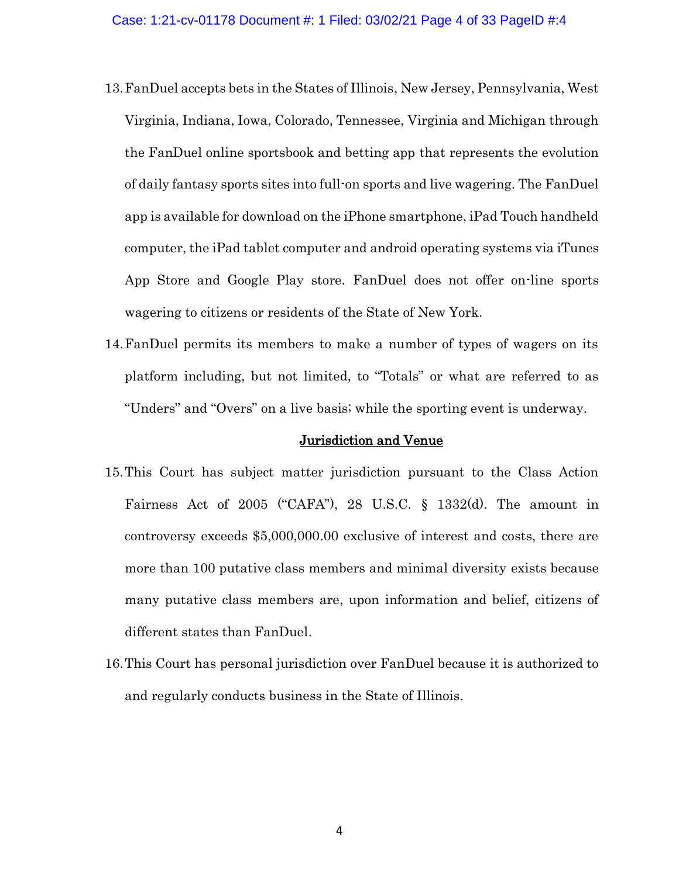13. FanDuel accepts bets in the States of Illinois, New Jersey, Pennsylvania, West Virginia, Indiana, Iowa, Colorado, Tennessee, Virginia and Michigan through the FanDuel online sportsbook and betting app that represents the evolution of daily fantasy sports sites into full-on sports and live wagering. The FanDuel app is available for download on the iPhone smartphone, iPad Touch handheld computer, the iPad tablet computer and android operating systems via iTunes App Store and Google Play store. FanDuel does not offer on-line sports wagering to citizens or residents of the State of New York.

14. FanDuel permits its members to make a number of types of wagers on its platform including, but not limited, to "Totals" or what are referred to as "Unders" and "Overs" on a live basis; while the sporting event is underway.

## Jurisdiction and Venue

15. This Court has subject matter jurisdiction pursuant to the Class Action Fairness Act of 2005 ("CAFA"), 28 U.S.C. § 1332(d). The amount in controversy exceeds $5,000,000.00 exclusive of interest and costs, there are more than 100 putative class members and minimal diversity exists because many putative class members are, upon information and belief, citizens of different states than FanDuel.

16. This Court has personal jurisdiction over FanDuel because it is authorized to and regularly conducts business in the State of Illinois.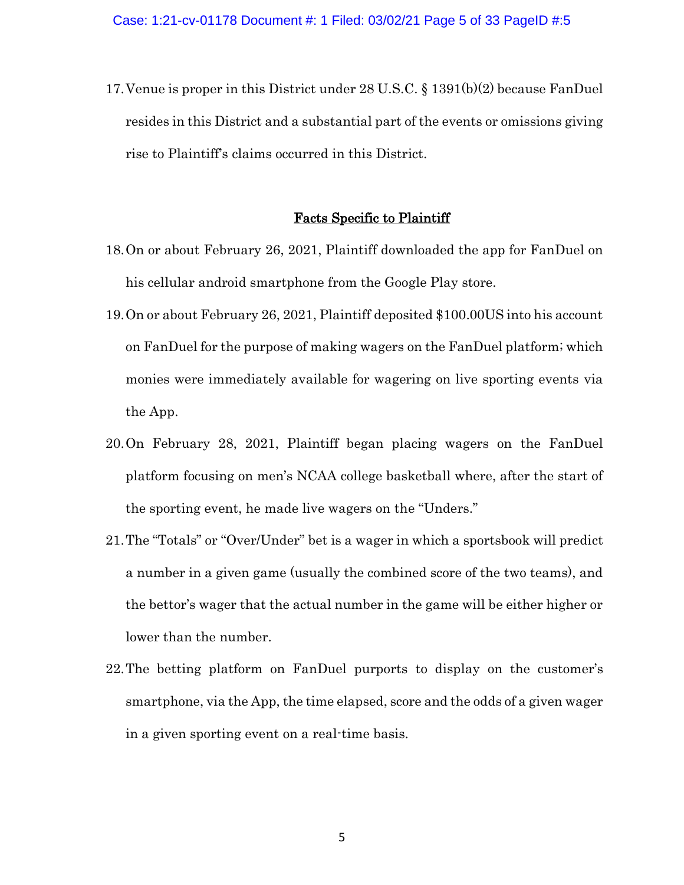17. Venue is proper in this District under 28 U.S.C. § 1391(b)(2) because FanDuel resides in this District and a substantial part of the events or omissions giving rise to Plaintiff's claims occurred in this District.

## Facts Specific to Plaintiff

18. On or about February 26, 2021, Plaintiff downloaded the app for FanDuel on his cellular android smartphone from the Google Play store.

19. On or about February 26, 2021, Plaintiff deposited $100.00US into his account on FanDuel for the purpose of making wagers on the FanDuel platform; which monies were immediately available for wagering on live sporting events via the App.

20. On February 28, 2021, Plaintiff began placing wagers on the FanDuel platform focusing on men's NCAA college basketball where, after the start of the sporting event, he made live wagers on the "Unders."

21. The "Totals" or "Over/Under" bet is a wager in which a sportsbook will predict a number in a given game (usually the combined score of the two teams), and the bettor's wager that the actual number in the game will be either higher or lower than the number.

22. The betting platform on FanDuel purports to display on the customer's smartphone, via the App, the time elapsed, score and the odds of a given wager in a given sporting event on a real-time basis.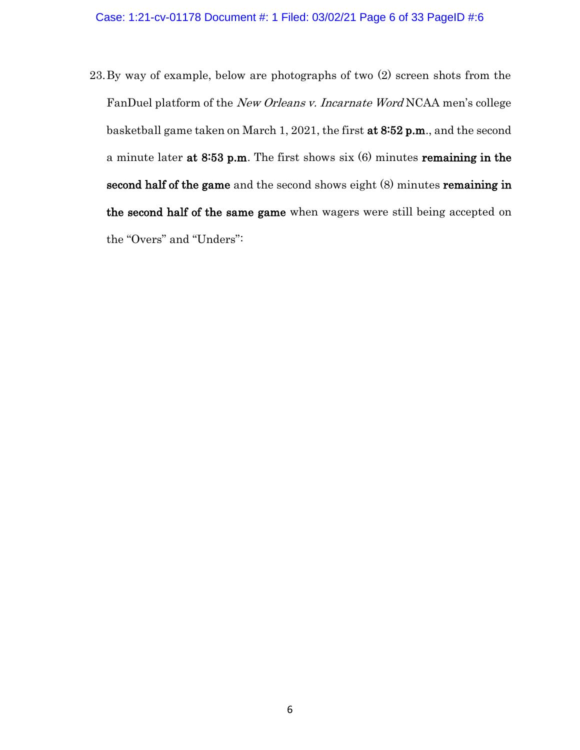23. By way of example, below are photographs of two (2) screen shots from the FanDuel platform of the *New Orleans v. Incarnate Word* NCAA men's college basketball game taken on March 1, 2021, the first **at 8:52 p.m**., and the second a minute later **at 8:53 p.m**. The first shows six (6) minutes **remaining in the second half of the game** and the second shows eight (8) minutes **remaining in the second half of the same game** when wagers were still being accepted on the "Overs" and "Unders":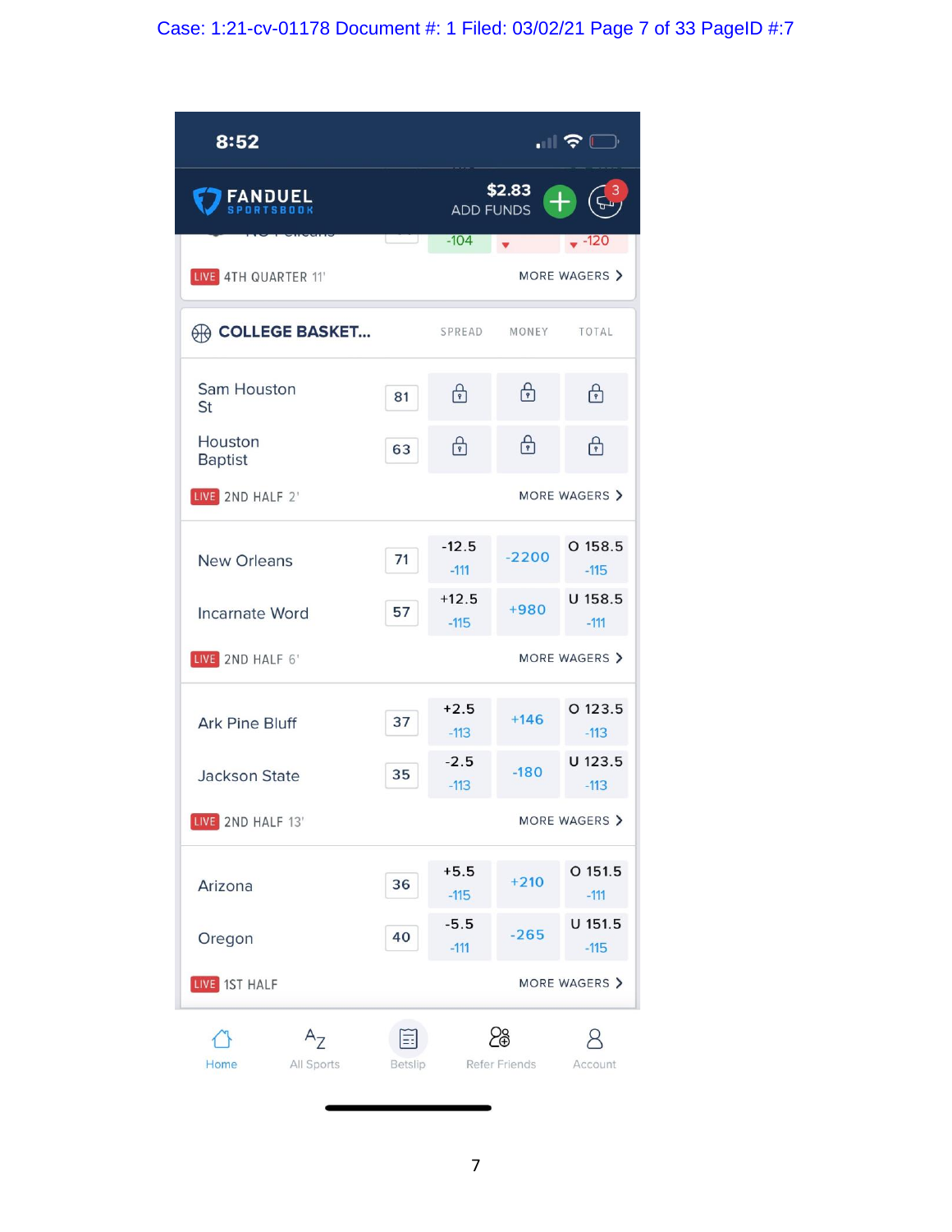8:52

**FANDUEL** SPORTSBOOK

$2.83
ADD FUNDS

-104 | -120

LIVE 4TH QUARTER 11' — MORE WAGERS

**COLLEGE BASKET...**

| Team | Score | SPREAD | MONEY | TOTAL |
|---|---|---|---|---|
| Sam Houston St | 81 | | | |
| Houston Baptist | 63 | | | |

LIVE 2ND HALF 2' — MORE WAGERS

| Team | Score | SPREAD | MONEY | TOTAL |
|---|---|---|---|---|
| New Orleans | 71 | -12.5 -111 | -2200 | O 158.5 -115 |
| Incarnate Word | 57 | +12.5 -115 | +980 | U 158.5 -111 |

LIVE 2ND HALF 6' — MORE WAGERS

| Team | Score | SPREAD | MONEY | TOTAL |
|---|---|---|---|---|
| Ark Pine Bluff | 37 | +2.5 -113 | +146 | O 123.5 -113 |
| Jackson State | 35 | -2.5 -113 | -180 | U 123.5 -113 |

LIVE 2ND HALF 13' — MORE WAGERS

| Team | Score | SPREAD | MONEY | TOTAL |
|---|---|---|---|---|
| Arizona | 36 | +5.5 -115 | +210 | O 151.5 -111 |
| Oregon | 40 | -5.5 -111 | -265 | U 151.5 -115 |

LIVE 1ST HALF — MORE WAGERS

Home | All Sports | Betslip | Refer Friends | Account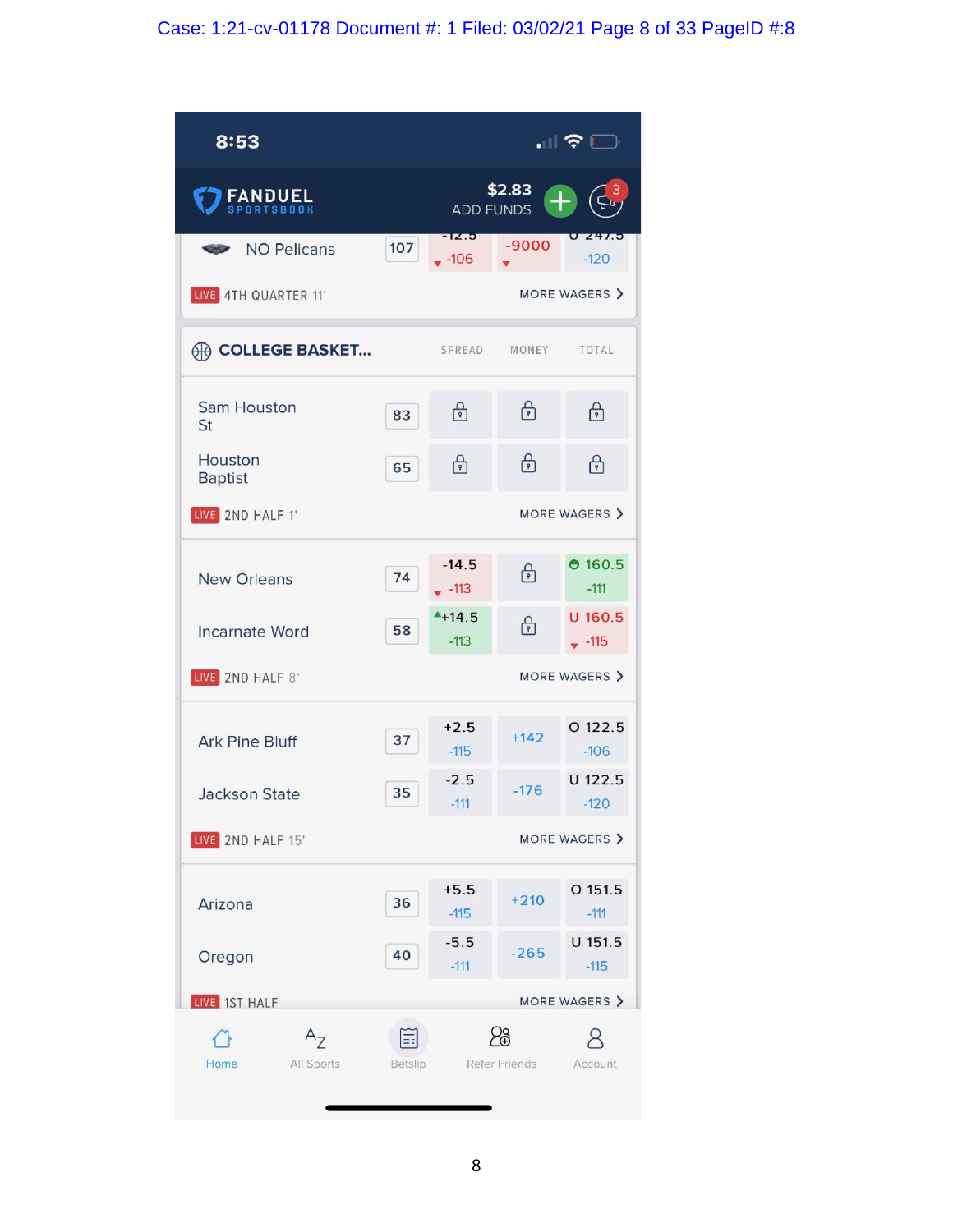8:53

FANDUEL SPORTSBOOK

$2.83 ADD FUNDS

| | Score | | | |
|---|---|---|---|---|
| NO Pelicans | 107 | -12.5 -106 | -9000 | U 247.5 -120 |

LIVE 4TH QUARTER 11' — MORE WAGERS

**COLLEGE BASKET...**

| Team | Score | SPREAD | MONEY | TOTAL |
|---|---|---|---|---|
| Sam Houston St | 83 | 🔒 | 🔒 | 🔒 |
| Houston Baptist | 65 | 🔒 | 🔒 | 🔒 |

LIVE 2ND HALF 1' — MORE WAGERS

| Team | Score | SPREAD | MONEY | TOTAL |
|---|---|---|---|---|
| New Orleans | 74 | -14.5 -113 | 🔒 | O 160.5 -111 |
| Incarnate Word | 58 | +14.5 -113 | 🔒 | U 160.5 -115 |

LIVE 2ND HALF 8' — MORE WAGERS

| Team | Score | SPREAD | MONEY | TOTAL |
|---|---|---|---|---|
| Ark Pine Bluff | 37 | +2.5 -115 | +142 | O 122.5 -106 |
| Jackson State | 35 | -2.5 -111 | -176 | U 122.5 -120 |

LIVE 2ND HALF 15' — MORE WAGERS

| Team | Score | SPREAD | MONEY | TOTAL |
|---|---|---|---|---|
| Arizona | 36 | +5.5 -115 | +210 | O 151.5 -111 |
| Oregon | 40 | -5.5 -111 | -265 | U 151.5 -115 |

LIVE 1ST HALF — MORE WAGERS

Home | All Sports | Betslip | Refer Friends | Account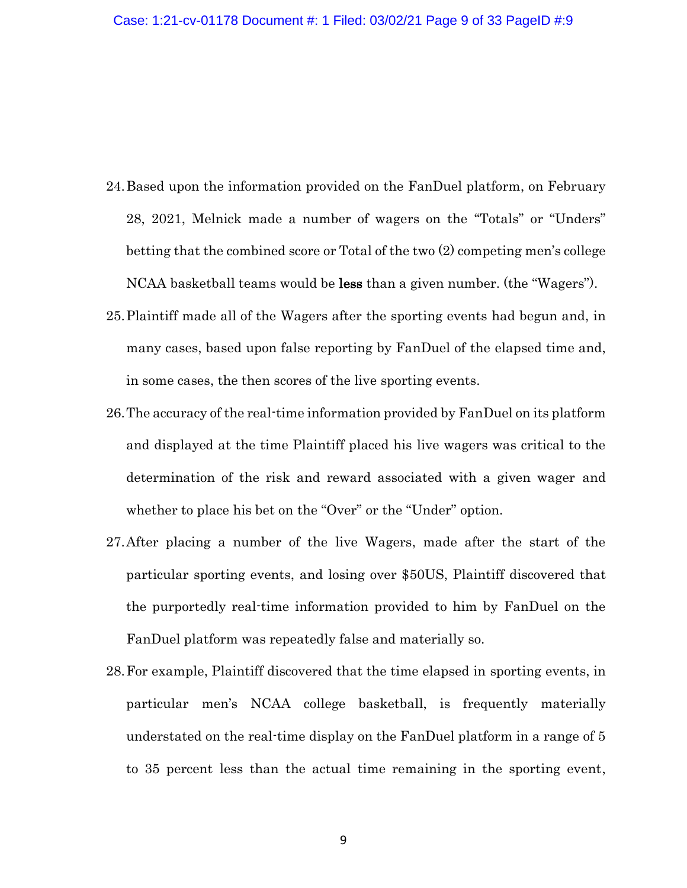24. Based upon the information provided on the FanDuel platform, on February 28, 2021, Melnick made a number of wagers on the “Totals” or “Unders” betting that the combined score or Total of the two (2) competing men’s college NCAA basketball teams would be **less** than a given number. (the “Wagers”).
25. Plaintiff made all of the Wagers after the sporting events had begun and, in many cases, based upon false reporting by FanDuel of the elapsed time and, in some cases, the then scores of the live sporting events.
26. The accuracy of the real-time information provided by FanDuel on its platform and displayed at the time Plaintiff placed his live wagers was critical to the determination of the risk and reward associated with a given wager and whether to place his bet on the “Over” or the “Under” option.
27. After placing a number of the live Wagers, made after the start of the particular sporting events, and losing over $50US, Plaintiff discovered that the purportedly real-time information provided to him by FanDuel on the FanDuel platform was repeatedly false and materially so.
28. For example, Plaintiff discovered that the time elapsed in sporting events, in particular men’s NCAA college basketball, is frequently materially understated on the real-time display on the FanDuel platform in a range of 5 to 35 percent less than the actual time remaining in the sporting event,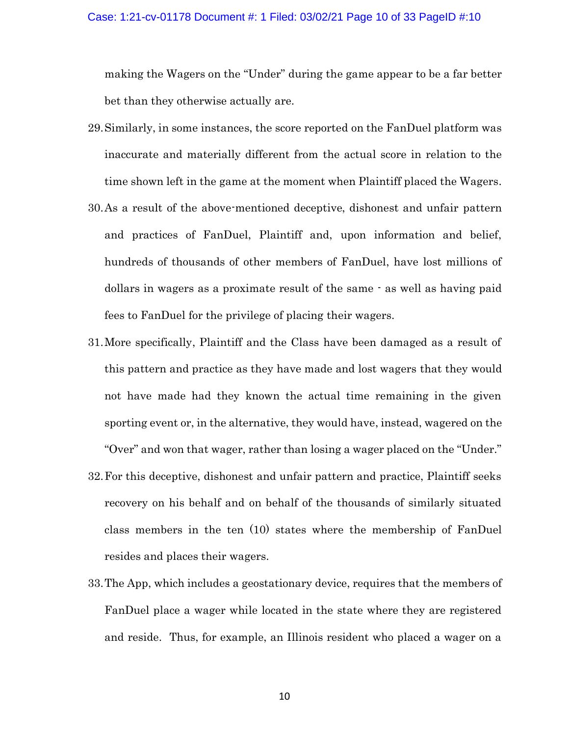making the Wagers on the "Under" during the game appear to be a far better bet than they otherwise actually are.

29. Similarly, in some instances, the score reported on the FanDuel platform was inaccurate and materially different from the actual score in relation to the time shown left in the game at the moment when Plaintiff placed the Wagers.

30. As a result of the above-mentioned deceptive, dishonest and unfair pattern and practices of FanDuel, Plaintiff and, upon information and belief, hundreds of thousands of other members of FanDuel, have lost millions of dollars in wagers as a proximate result of the same - as well as having paid fees to FanDuel for the privilege of placing their wagers.

31. More specifically, Plaintiff and the Class have been damaged as a result of this pattern and practice as they have made and lost wagers that they would not have made had they known the actual time remaining in the given sporting event or, in the alternative, they would have, instead, wagered on the "Over" and won that wager, rather than losing a wager placed on the "Under."

32. For this deceptive, dishonest and unfair pattern and practice, Plaintiff seeks recovery on his behalf and on behalf of the thousands of similarly situated class members in the ten (10) states where the membership of FanDuel resides and places their wagers.

33. The App, which includes a geostationary device, requires that the members of FanDuel place a wager while located in the state where they are registered and reside. Thus, for example, an Illinois resident who placed a wager on a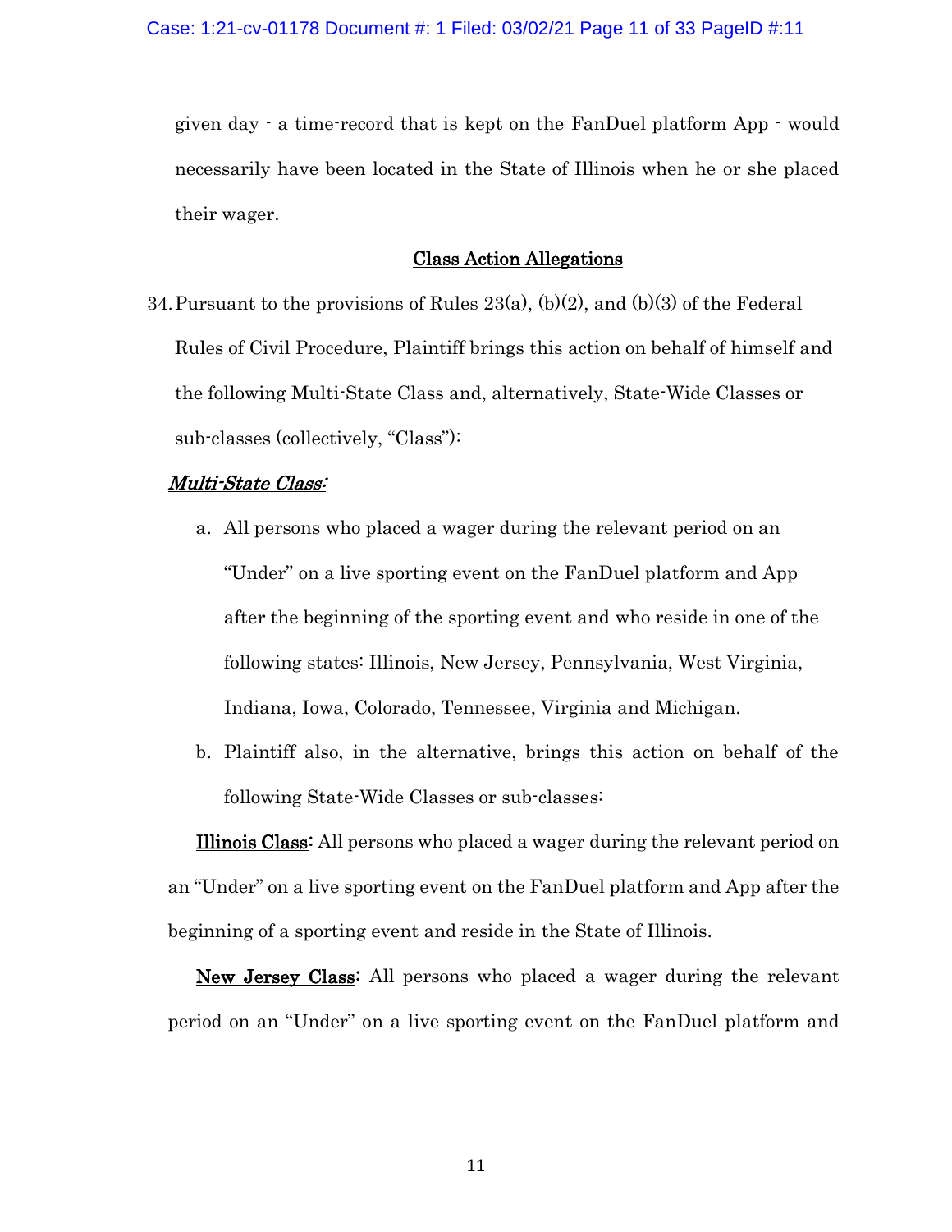given day - a time-record that is kept on the FanDuel platform App - would necessarily have been located in the State of Illinois when he or she placed their wager.

## Class Action Allegations

34. Pursuant to the provisions of Rules 23(a), (b)(2), and (b)(3) of the Federal Rules of Civil Procedure, Plaintiff brings this action on behalf of himself and the following Multi-State Class and, alternatively, State-Wide Classes or sub-classes (collectively, "Class"):

***Multi-State Class:***

a. All persons who placed a wager during the relevant period on an "Under" on a live sporting event on the FanDuel platform and App after the beginning of the sporting event and who reside in one of the following states: Illinois, New Jersey, Pennsylvania, West Virginia, Indiana, Iowa, Colorado, Tennessee, Virginia and Michigan.

b. Plaintiff also, in the alternative, brings this action on behalf of the following State-Wide Classes or sub-classes:

**Illinois Class:** All persons who placed a wager during the relevant period on an "Under" on a live sporting event on the FanDuel platform and App after the beginning of a sporting event and reside in the State of Illinois.

**New Jersey Class:** All persons who placed a wager during the relevant period on an "Under" on a live sporting event on the FanDuel platform and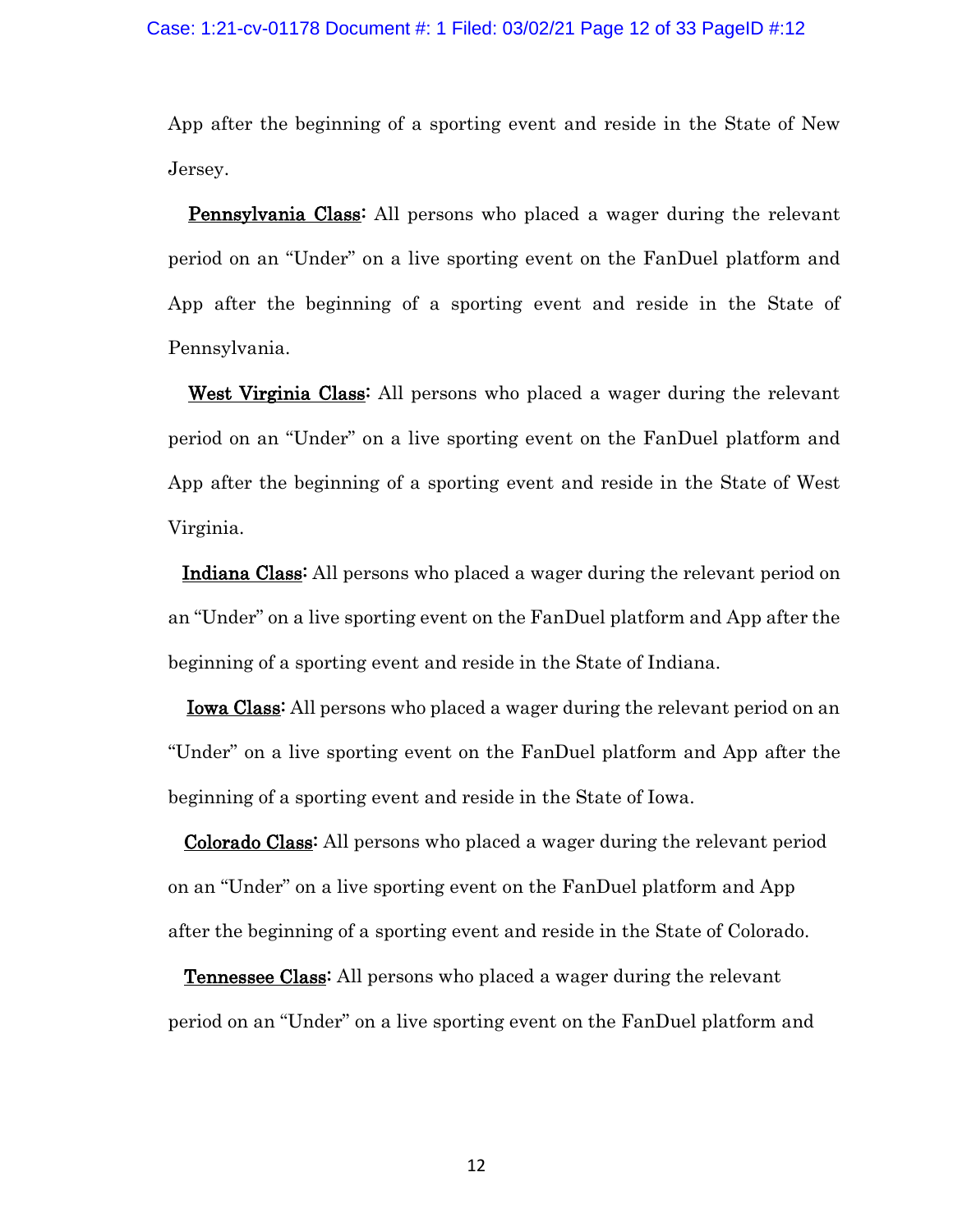App after the beginning of a sporting event and reside in the State of New Jersey.

<u>Pennsylvania Class</u>: All persons who placed a wager during the relevant period on an "Under" on a live sporting event on the FanDuel platform and App after the beginning of a sporting event and reside in the State of Pennsylvania.

<u>West Virginia Class</u>: All persons who placed a wager during the relevant period on an "Under" on a live sporting event on the FanDuel platform and App after the beginning of a sporting event and reside in the State of West Virginia.

<u>Indiana Class</u>: All persons who placed a wager during the relevant period on an "Under" on a live sporting event on the FanDuel platform and App after the beginning of a sporting event and reside in the State of Indiana.

<u>Iowa Class</u>: All persons who placed a wager during the relevant period on an "Under" on a live sporting event on the FanDuel platform and App after the beginning of a sporting event and reside in the State of Iowa.

<u>Colorado Class</u>: All persons who placed a wager during the relevant period on an "Under" on a live sporting event on the FanDuel platform and App after the beginning of a sporting event and reside in the State of Colorado.

<u>Tennessee Class</u>: All persons who placed a wager during the relevant period on an "Under" on a live sporting event on the FanDuel platform and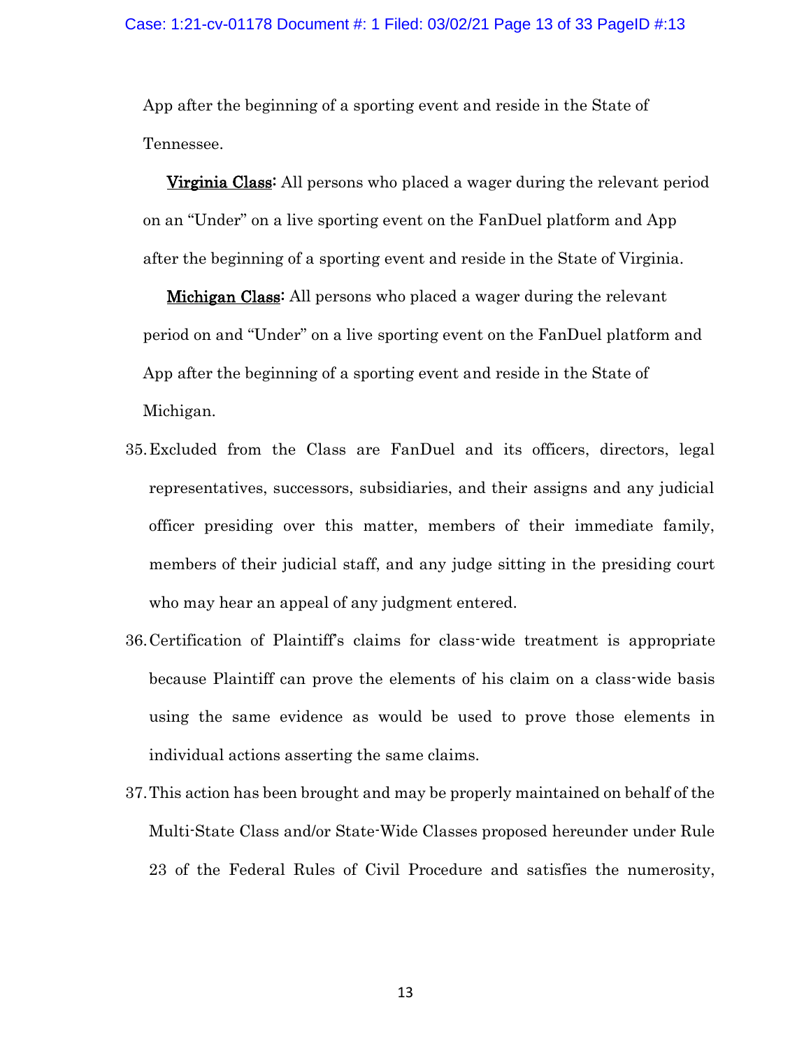App after the beginning of a sporting event and reside in the State of Tennessee.

Virginia Class: All persons who placed a wager during the relevant period on an "Under" on a live sporting event on the FanDuel platform and App after the beginning of a sporting event and reside in the State of Virginia.

Michigan Class: All persons who placed a wager during the relevant period on and "Under" on a live sporting event on the FanDuel platform and App after the beginning of a sporting event and reside in the State of Michigan.

35. Excluded from the Class are FanDuel and its officers, directors, legal representatives, successors, subsidiaries, and their assigns and any judicial officer presiding over this matter, members of their immediate family, members of their judicial staff, and any judge sitting in the presiding court who may hear an appeal of any judgment entered.

36. Certification of Plaintiff's claims for class-wide treatment is appropriate because Plaintiff can prove the elements of his claim on a class-wide basis using the same evidence as would be used to prove those elements in individual actions asserting the same claims.

37. This action has been brought and may be properly maintained on behalf of the Multi-State Class and/or State-Wide Classes proposed hereunder under Rule 23 of the Federal Rules of Civil Procedure and satisfies the numerosity,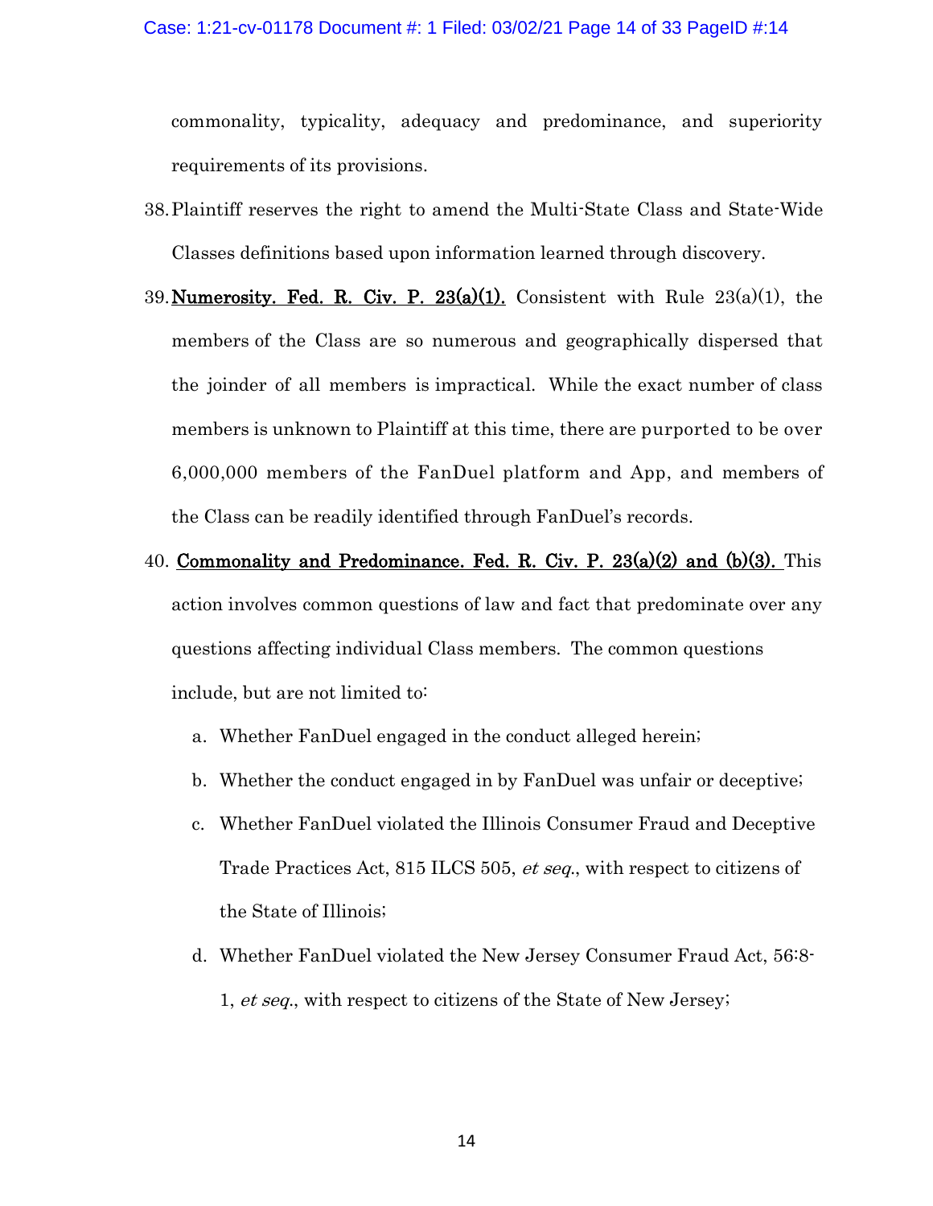commonality, typicality, adequacy and predominance, and superiority requirements of its provisions.

38. Plaintiff reserves the right to amend the Multi-State Class and State-Wide Classes definitions based upon information learned through discovery.

39. **Numerosity. Fed. R. Civ. P. 23(a)(1).** Consistent with Rule 23(a)(1), the members of the Class are so numerous and geographically dispersed that the joinder of all members is impractical. While the exact number of class members is unknown to Plaintiff at this time, there are purported to be over 6,000,000 members of the FanDuel platform and App, and members of the Class can be readily identified through FanDuel's records.

40. **Commonality and Predominance. Fed. R. Civ. P. 23(a)(2) and (b)(3).** This action involves common questions of law and fact that predominate over any questions affecting individual Class members. The common questions include, but are not limited to:

    a. Whether FanDuel engaged in the conduct alleged herein;

    b. Whether the conduct engaged in by FanDuel was unfair or deceptive;

    c. Whether FanDuel violated the Illinois Consumer Fraud and Deceptive Trade Practices Act, 815 ILCS 505, *et seq.*, with respect to citizens of the State of Illinois;

    d. Whether FanDuel violated the New Jersey Consumer Fraud Act, 56:8-1, *et seq.*, with respect to citizens of the State of New Jersey;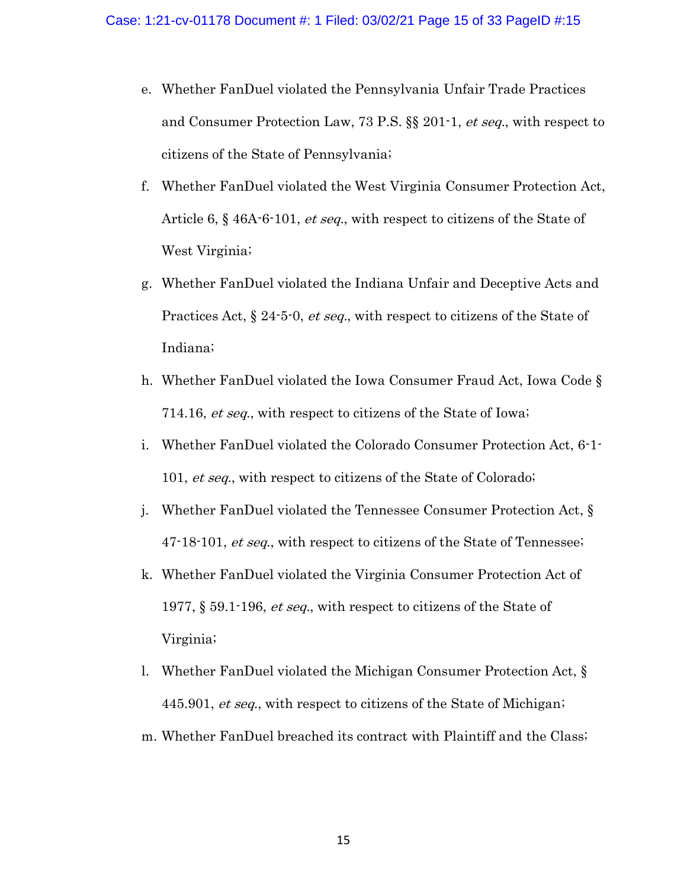e. Whether FanDuel violated the Pennsylvania Unfair Trade Practices and Consumer Protection Law, 73 P.S. §§ 201-1, *et seq.*, with respect to citizens of the State of Pennsylvania;

f. Whether FanDuel violated the West Virginia Consumer Protection Act, Article 6, § 46A-6-101, *et seq.*, with respect to citizens of the State of West Virginia;

g. Whether FanDuel violated the Indiana Unfair and Deceptive Acts and Practices Act, § 24-5-0, *et seq.*, with respect to citizens of the State of Indiana;

h. Whether FanDuel violated the Iowa Consumer Fraud Act, Iowa Code § 714.16, *et seq.*, with respect to citizens of the State of Iowa;

i. Whether FanDuel violated the Colorado Consumer Protection Act, 6-1-101, *et seq.*, with respect to citizens of the State of Colorado;

j. Whether FanDuel violated the Tennessee Consumer Protection Act, § 47-18-101, *et seq.*, with respect to citizens of the State of Tennessee;

k. Whether FanDuel violated the Virginia Consumer Protection Act of 1977, § 59.1-196, *et seq.*, with respect to citizens of the State of Virginia;

l. Whether FanDuel violated the Michigan Consumer Protection Act, § 445.901, *et seq.*, with respect to citizens of the State of Michigan;

m. Whether FanDuel breached its contract with Plaintiff and the Class;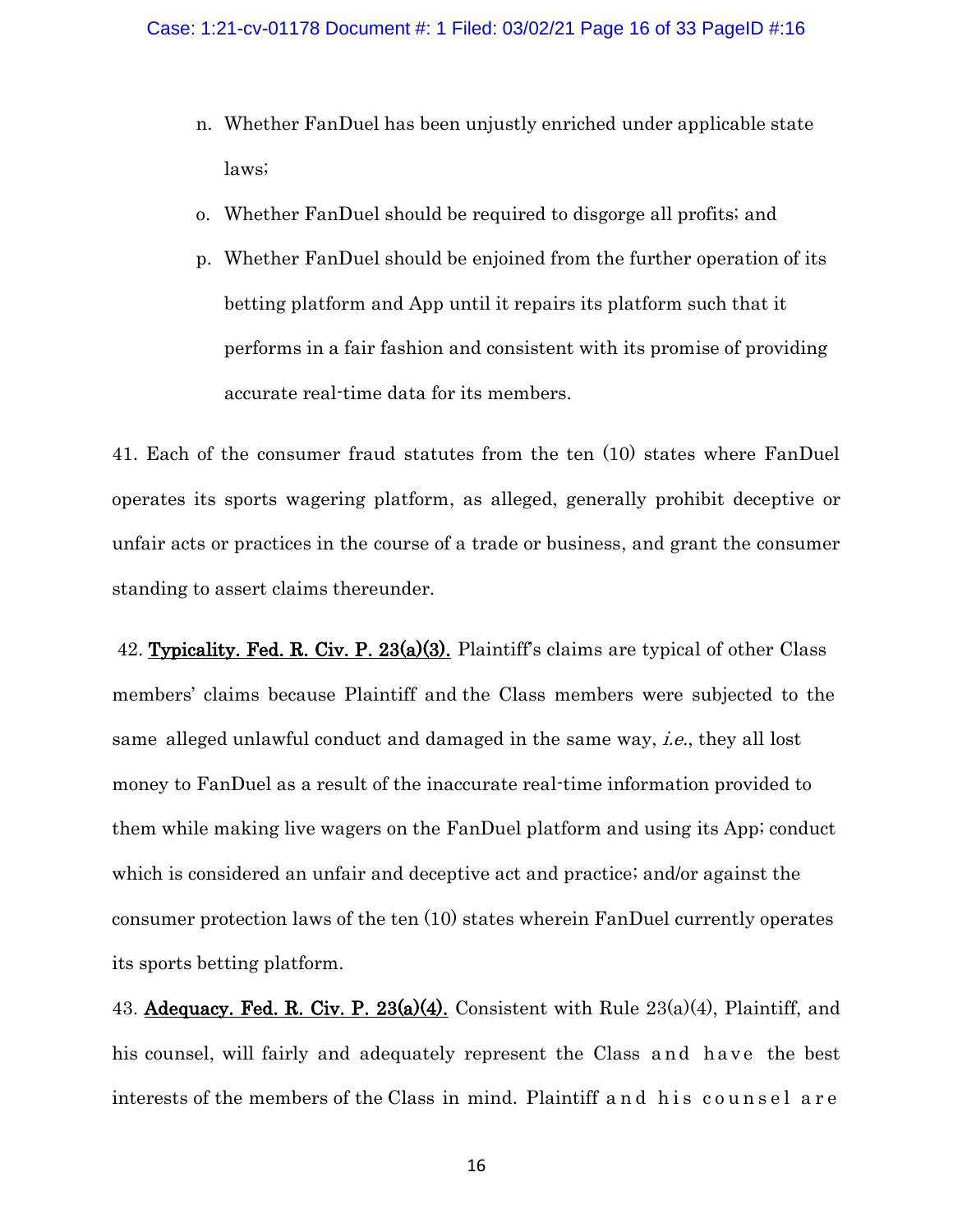n. Whether FanDuel has been unjustly enriched under applicable state laws;

o. Whether FanDuel should be required to disgorge all profits; and

p. Whether FanDuel should be enjoined from the further operation of its betting platform and App until it repairs its platform such that it performs in a fair fashion and consistent with its promise of providing accurate real-time data for its members.

41. Each of the consumer fraud statutes from the ten (10) states where FanDuel operates its sports wagering platform, as alleged, generally prohibit deceptive or unfair acts or practices in the course of a trade or business, and grant the consumer standing to assert claims thereunder.

42. **Typicality. Fed. R. Civ. P. 23(a)(3).** Plaintiff's claims are typical of other Class members' claims because Plaintiff and the Class members were subjected to the same alleged unlawful conduct and damaged in the same way, *i.e.*, they all lost money to FanDuel as a result of the inaccurate real-time information provided to them while making live wagers on the FanDuel platform and using its App; conduct which is considered an unfair and deceptive act and practice; and/or against the consumer protection laws of the ten (10) states wherein FanDuel currently operates its sports betting platform.

43. **Adequacy. Fed. R. Civ. P. 23(a)(4).** Consistent with Rule 23(a)(4), Plaintiff, and his counsel, will fairly and adequately represent the Class and have the best interests of the members of the Class in mind. Plaintiff and his counsel are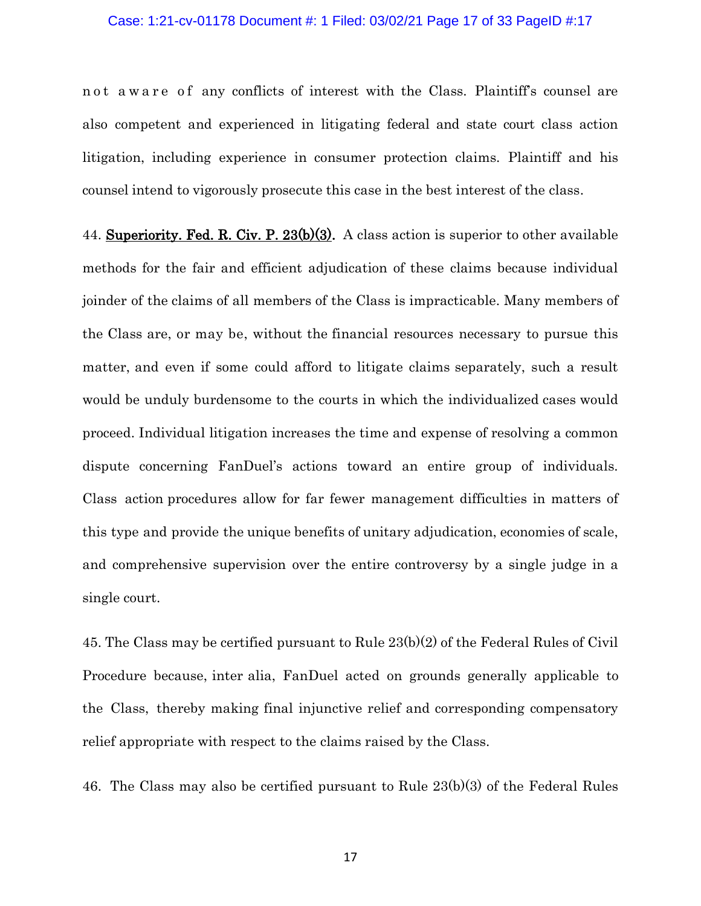not aware of any conflicts of interest with the Class. Plaintiff's counsel are also competent and experienced in litigating federal and state court class action litigation, including experience in consumer protection claims. Plaintiff and his counsel intend to vigorously prosecute this case in the best interest of the class.

44. **Superiority. Fed. R. Civ. P. 23(b)(3).** A class action is superior to other available methods for the fair and efficient adjudication of these claims because individual joinder of the claims of all members of the Class is impracticable. Many members of the Class are, or may be, without the financial resources necessary to pursue this matter, and even if some could afford to litigate claims separately, such a result would be unduly burdensome to the courts in which the individualized cases would proceed. Individual litigation increases the time and expense of resolving a common dispute concerning FanDuel's actions toward an entire group of individuals. Class action procedures allow for far fewer management difficulties in matters of this type and provide the unique benefits of unitary adjudication, economies of scale, and comprehensive supervision over the entire controversy by a single judge in a single court.

45. The Class may be certified pursuant to Rule 23(b)(2) of the Federal Rules of Civil Procedure because, inter alia, FanDuel acted on grounds generally applicable to the Class, thereby making final injunctive relief and corresponding compensatory relief appropriate with respect to the claims raised by the Class.

46. The Class may also be certified pursuant to Rule 23(b)(3) of the Federal Rules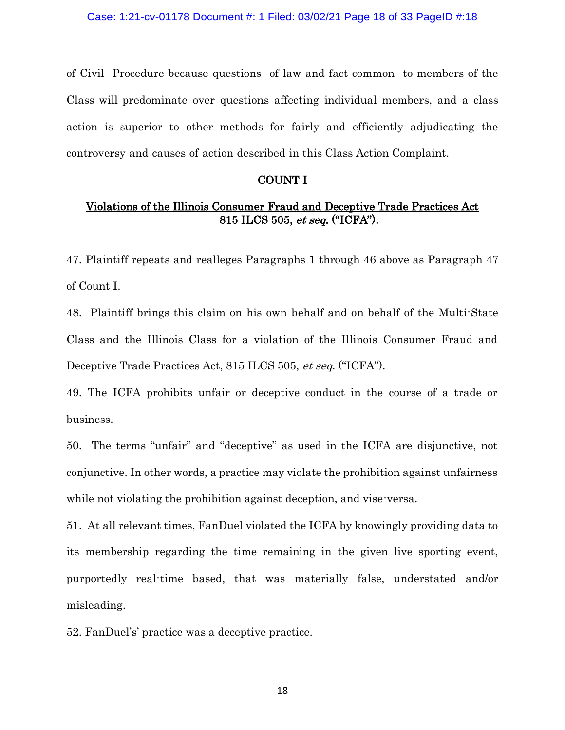of Civil Procedure because questions of law and fact common to members of the Class will predominate over questions affecting individual members, and a class action is superior to other methods for fairly and efficiently adjudicating the controversy and causes of action described in this Class Action Complaint.

## COUNT I

### Violations of the Illinois Consumer Fraud and Deceptive Trade Practices Act 815 ILCS 505, *et seq.* ("ICFA").

47. Plaintiff repeats and realleges Paragraphs 1 through 46 above as Paragraph 47 of Count I.

48. Plaintiff brings this claim on his own behalf and on behalf of the Multi-State Class and the Illinois Class for a violation of the Illinois Consumer Fraud and Deceptive Trade Practices Act, 815 ILCS 505, *et seq.* ("ICFA").

49. The ICFA prohibits unfair or deceptive conduct in the course of a trade or business.

50. The terms "unfair" and "deceptive" as used in the ICFA are disjunctive, not conjunctive. In other words, a practice may violate the prohibition against unfairness while not violating the prohibition against deception, and vise-versa.

51. At all relevant times, FanDuel violated the ICFA by knowingly providing data to its membership regarding the time remaining in the given live sporting event, purportedly real-time based, that was materially false, understated and/or misleading.

52. FanDuel's' practice was a deceptive practice.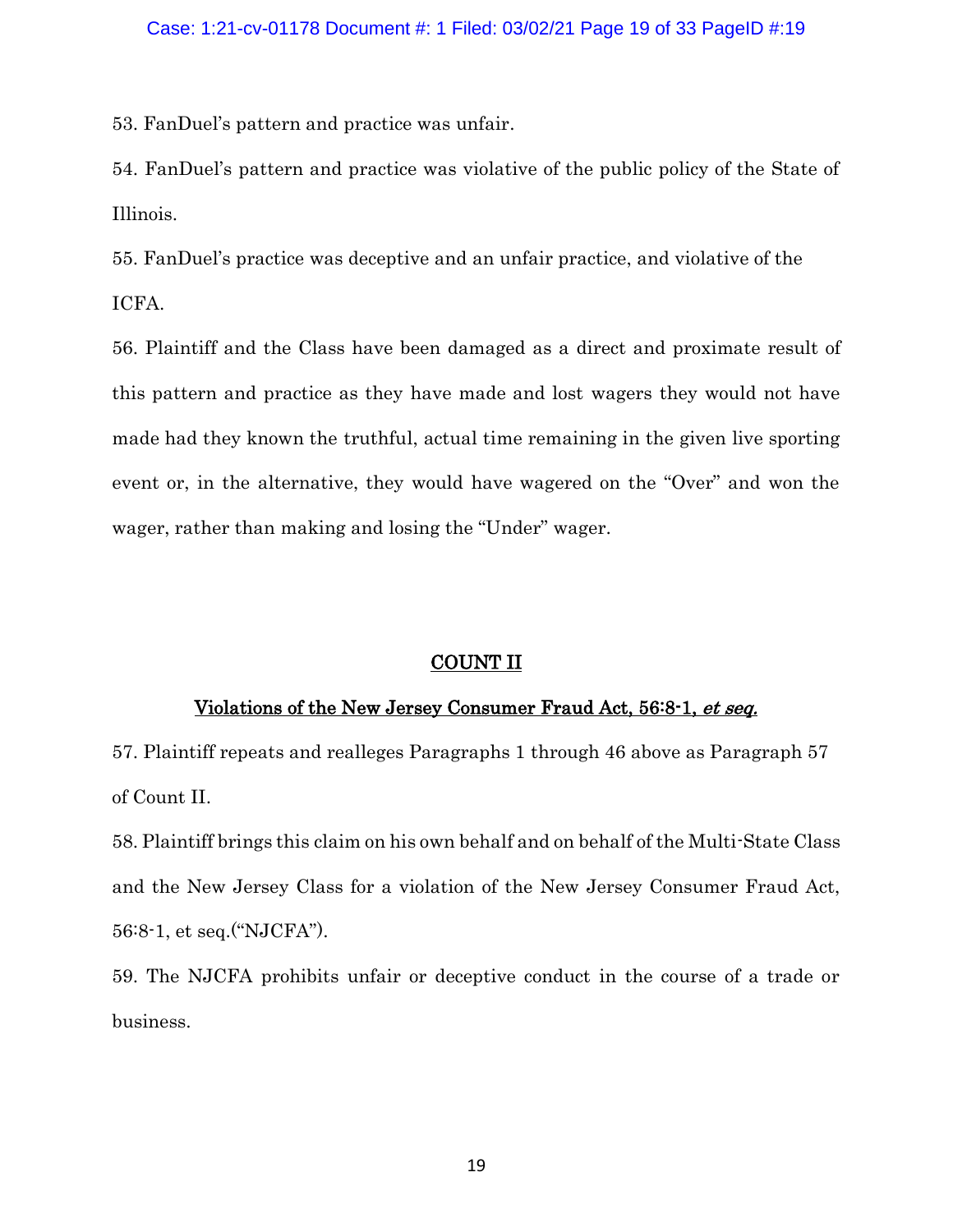53. FanDuel's pattern and practice was unfair.

54. FanDuel's pattern and practice was violative of the public policy of the State of Illinois.

55. FanDuel's practice was deceptive and an unfair practice, and violative of the ICFA.

56. Plaintiff and the Class have been damaged as a direct and proximate result of this pattern and practice as they have made and lost wagers they would not have made had they known the truthful, actual time remaining in the given live sporting event or, in the alternative, they would have wagered on the "Over" and won the wager, rather than making and losing the "Under" wager.

## COUNT II

### Violations of the New Jersey Consumer Fraud Act, 56:8-1, *et seq.*

57. Plaintiff repeats and realleges Paragraphs 1 through 46 above as Paragraph 57 of Count II.

58. Plaintiff brings this claim on his own behalf and on behalf of the Multi-State Class and the New Jersey Class for a violation of the New Jersey Consumer Fraud Act, 56:8-1, et seq.("NJCFA").

59. The NJCFA prohibits unfair or deceptive conduct in the course of a trade or business.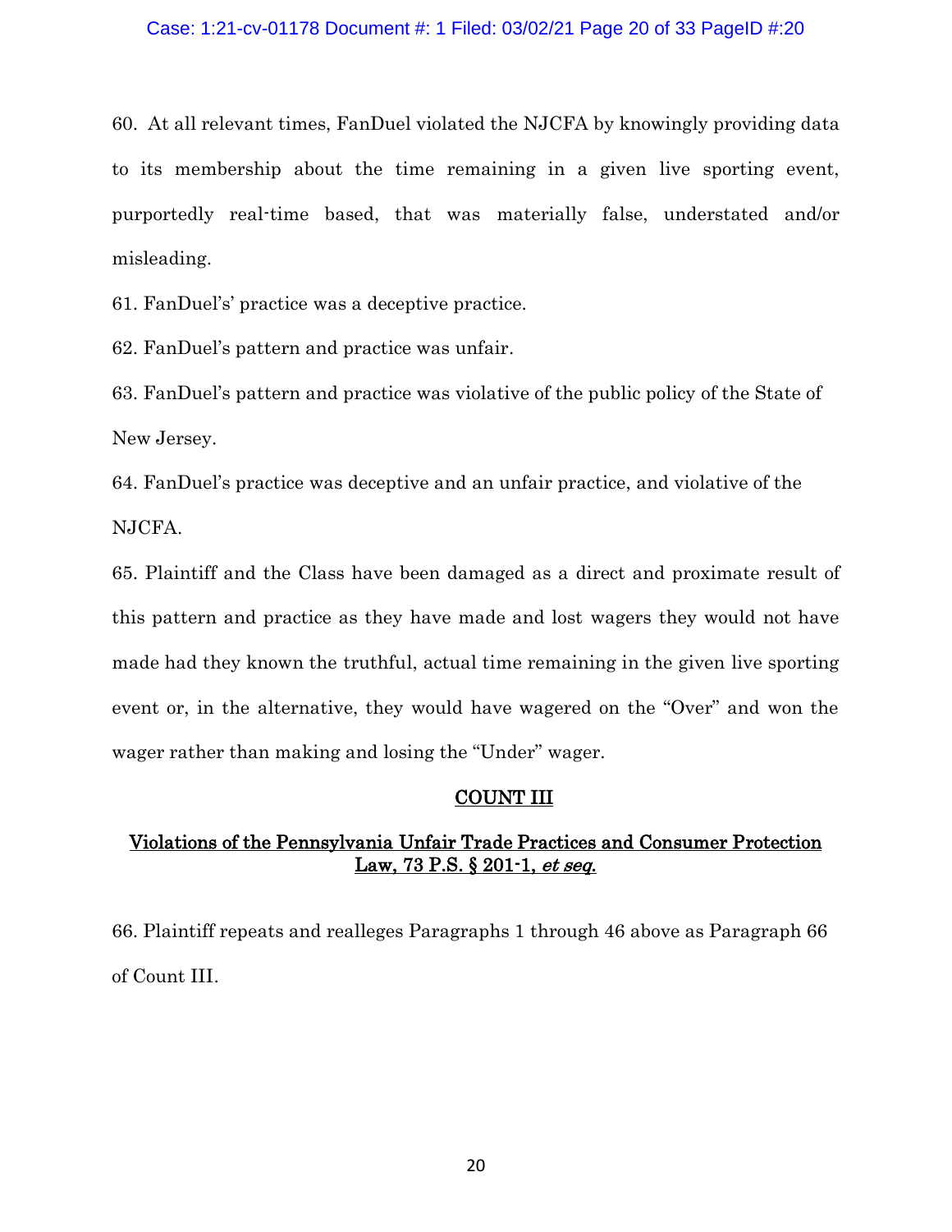60. At all relevant times, FanDuel violated the NJCFA by knowingly providing data to its membership about the time remaining in a given live sporting event, purportedly real-time based, that was materially false, understated and/or misleading.

61. FanDuel's' practice was a deceptive practice.

62. FanDuel's pattern and practice was unfair.

63. FanDuel's pattern and practice was violative of the public policy of the State of New Jersey.

64. FanDuel's practice was deceptive and an unfair practice, and violative of the NJCFA.

65. Plaintiff and the Class have been damaged as a direct and proximate result of this pattern and practice as they have made and lost wagers they would not have made had they known the truthful, actual time remaining in the given live sporting event or, in the alternative, they would have wagered on the "Over" and won the wager rather than making and losing the "Under" wager.

## COUNT III

## Violations of the Pennsylvania Unfair Trade Practices and Consumer Protection Law, 73 P.S. § 201-1, *et seq.*

66. Plaintiff repeats and realleges Paragraphs 1 through 46 above as Paragraph 66 of Count III.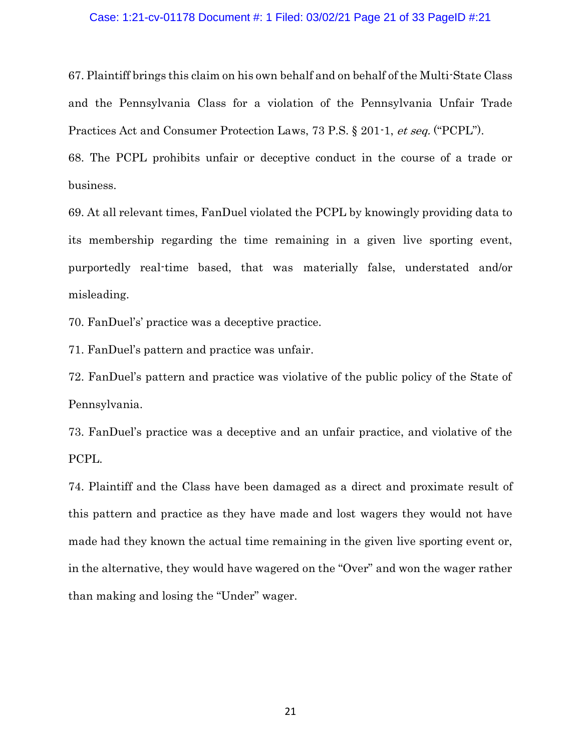67. Plaintiff brings this claim on his own behalf and on behalf of the Multi-State Class and the Pennsylvania Class for a violation of the Pennsylvania Unfair Trade Practices Act and Consumer Protection Laws, 73 P.S. § 201-1, *et seq.* ("PCPL").

68. The PCPL prohibits unfair or deceptive conduct in the course of a trade or business.

69. At all relevant times, FanDuel violated the PCPL by knowingly providing data to its membership regarding the time remaining in a given live sporting event, purportedly real-time based, that was materially false, understated and/or misleading.

70. FanDuel's' practice was a deceptive practice.

71. FanDuel's pattern and practice was unfair.

72. FanDuel's pattern and practice was violative of the public policy of the State of Pennsylvania.

73. FanDuel's practice was a deceptive and an unfair practice, and violative of the PCPL.

74. Plaintiff and the Class have been damaged as a direct and proximate result of this pattern and practice as they have made and lost wagers they would not have made had they known the actual time remaining in the given live sporting event or, in the alternative, they would have wagered on the "Over" and won the wager rather than making and losing the "Under" wager.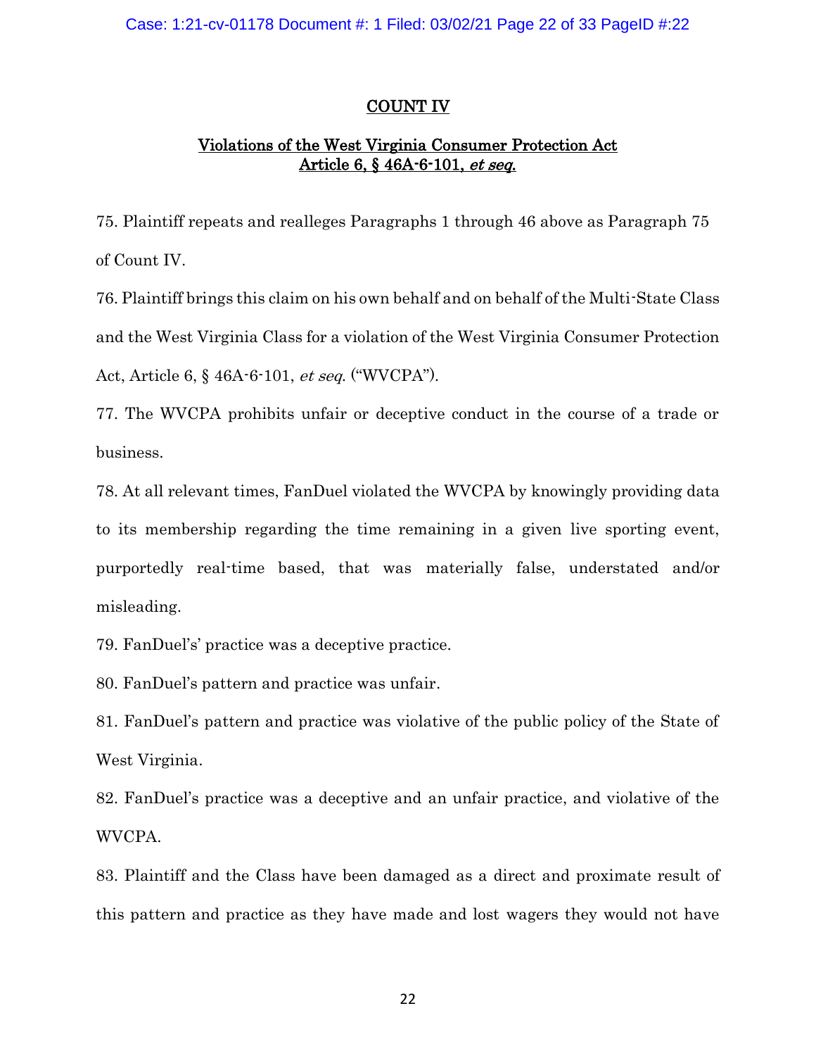## COUNT IV

### Violations of the West Virginia Consumer Protection Act Article 6, § 46A-6-101, *et seq.*

75. Plaintiff repeats and realleges Paragraphs 1 through 46 above as Paragraph 75 of Count IV.

76. Plaintiff brings this claim on his own behalf and on behalf of the Multi-State Class and the West Virginia Class for a violation of the West Virginia Consumer Protection Act, Article 6, § 46A-6-101, *et seq*. ("WVCPA").

77. The WVCPA prohibits unfair or deceptive conduct in the course of a trade or business.

78. At all relevant times, FanDuel violated the WVCPA by knowingly providing data to its membership regarding the time remaining in a given live sporting event, purportedly real-time based, that was materially false, understated and/or misleading.

79. FanDuel's' practice was a deceptive practice.

80. FanDuel's pattern and practice was unfair.

81. FanDuel's pattern and practice was violative of the public policy of the State of West Virginia.

82. FanDuel's practice was a deceptive and an unfair practice, and violative of the WVCPA.

83. Plaintiff and the Class have been damaged as a direct and proximate result of this pattern and practice as they have made and lost wagers they would not have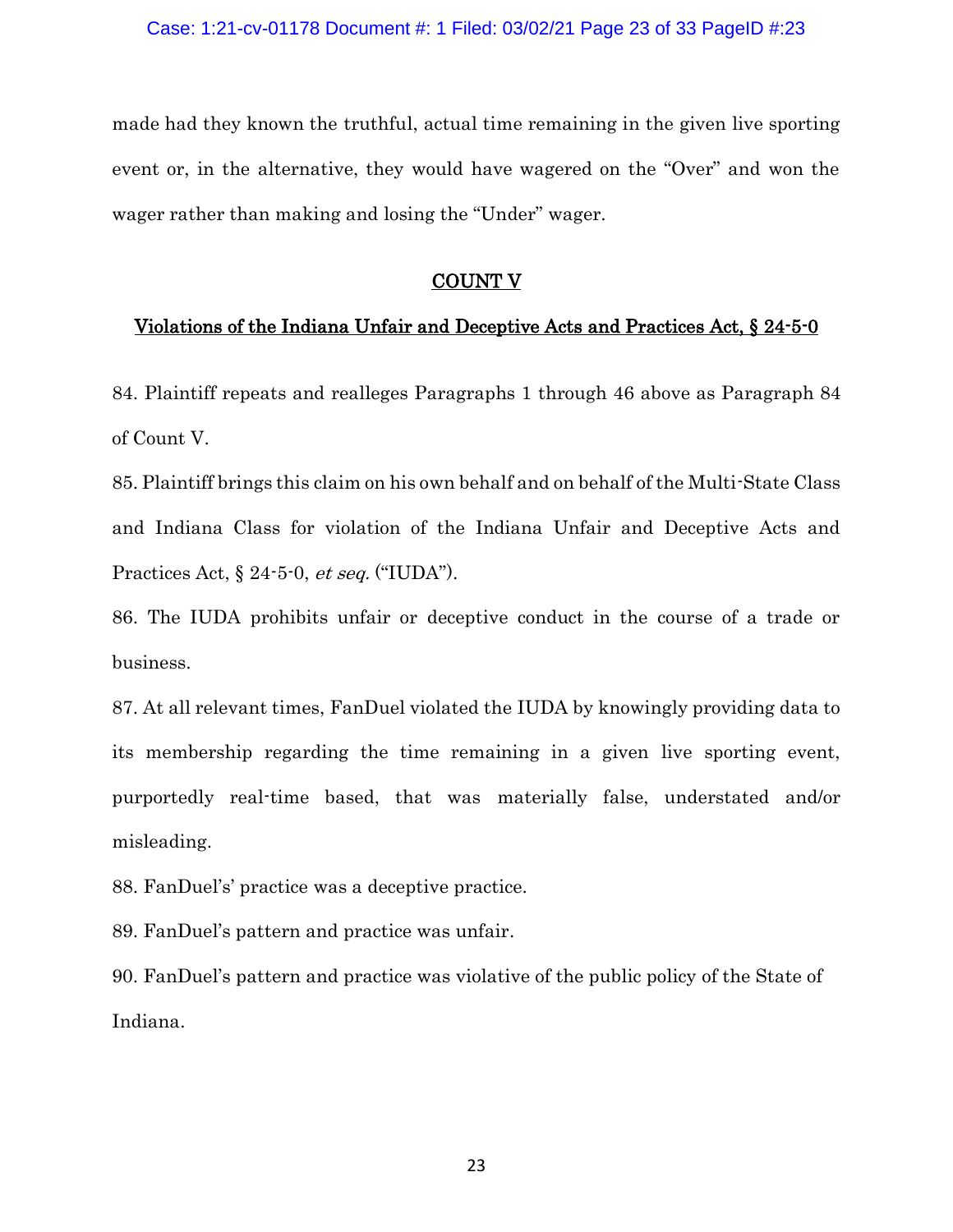made had they known the truthful, actual time remaining in the given live sporting event or, in the alternative, they would have wagered on the "Over" and won the wager rather than making and losing the "Under" wager.

## COUNT V

### Violations of the Indiana Unfair and Deceptive Acts and Practices Act, § 24-5-0

84. Plaintiff repeats and realleges Paragraphs 1 through 46 above as Paragraph 84 of Count V.

85. Plaintiff brings this claim on his own behalf and on behalf of the Multi-State Class and Indiana Class for violation of the Indiana Unfair and Deceptive Acts and Practices Act, § 24-5-0, *et seq.* ("IUDA").

86. The IUDA prohibits unfair or deceptive conduct in the course of a trade or business.

87. At all relevant times, FanDuel violated the IUDA by knowingly providing data to its membership regarding the time remaining in a given live sporting event, purportedly real-time based, that was materially false, understated and/or misleading.

88. FanDuel's' practice was a deceptive practice.

89. FanDuel's pattern and practice was unfair.

90. FanDuel's pattern and practice was violative of the public policy of the State of Indiana.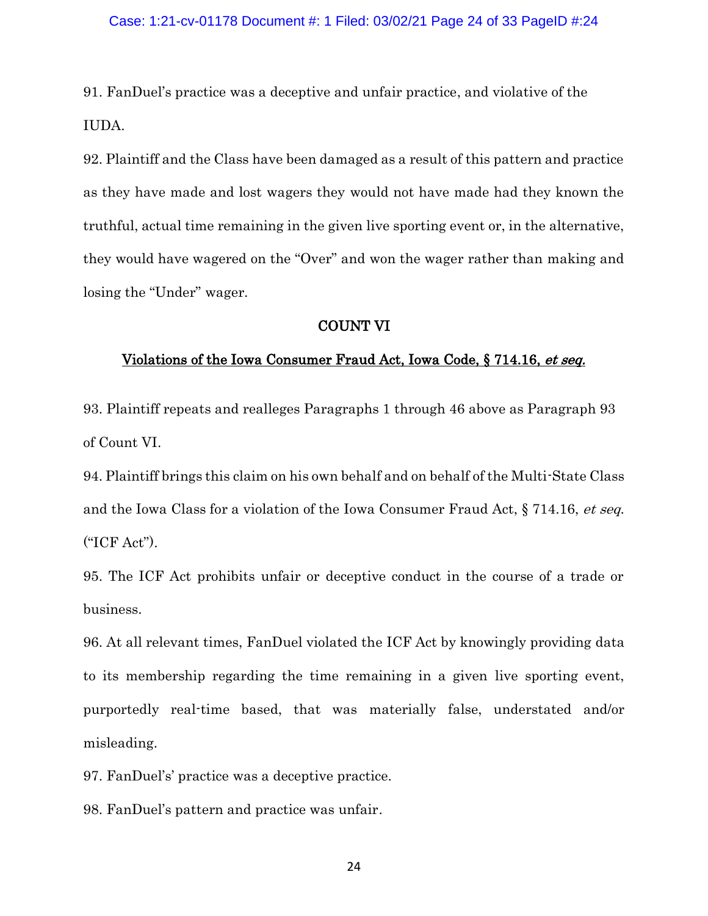91. FanDuel's practice was a deceptive and unfair practice, and violative of the IUDA.

92. Plaintiff and the Class have been damaged as a result of this pattern and practice as they have made and lost wagers they would not have made had they known the truthful, actual time remaining in the given live sporting event or, in the alternative, they would have wagered on the "Over" and won the wager rather than making and losing the "Under" wager.

## COUNT VI

## Violations of the Iowa Consumer Fraud Act, Iowa Code, § 714.16, *et seq.*

93. Plaintiff repeats and realleges Paragraphs 1 through 46 above as Paragraph 93 of Count VI.

94. Plaintiff brings this claim on his own behalf and on behalf of the Multi-State Class and the Iowa Class for a violation of the Iowa Consumer Fraud Act, § 714.16, *et seq.* ("ICF Act").

95. The ICF Act prohibits unfair or deceptive conduct in the course of a trade or business.

96. At all relevant times, FanDuel violated the ICF Act by knowingly providing data to its membership regarding the time remaining in a given live sporting event, purportedly real-time based, that was materially false, understated and/or misleading.

97. FanDuel's' practice was a deceptive practice.

98. FanDuel's pattern and practice was unfair.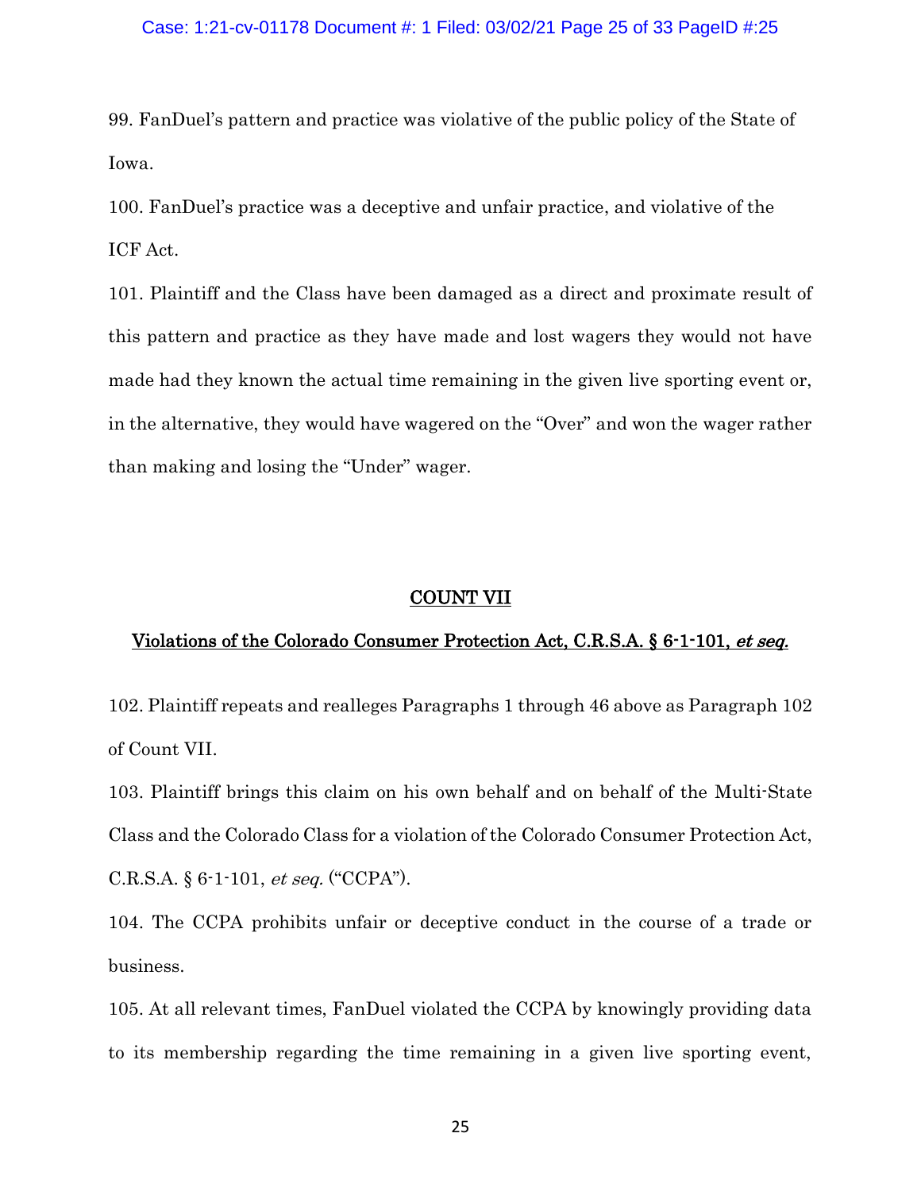99. FanDuel's pattern and practice was violative of the public policy of the State of Iowa.

100. FanDuel's practice was a deceptive and unfair practice, and violative of the ICF Act.

101. Plaintiff and the Class have been damaged as a direct and proximate result of this pattern and practice as they have made and lost wagers they would not have made had they known the actual time remaining in the given live sporting event or, in the alternative, they would have wagered on the "Over" and won the wager rather than making and losing the "Under" wager.

## COUNT VII

## Violations of the Colorado Consumer Protection Act, C.R.S.A. § 6-1-101, *et seq.*

102. Plaintiff repeats and realleges Paragraphs 1 through 46 above as Paragraph 102 of Count VII.

103. Plaintiff brings this claim on his own behalf and on behalf of the Multi-State Class and the Colorado Class for a violation of the Colorado Consumer Protection Act, C.R.S.A. § 6-1-101, *et seq.* ("CCPA").

104. The CCPA prohibits unfair or deceptive conduct in the course of a trade or business.

105. At all relevant times, FanDuel violated the CCPA by knowingly providing data to its membership regarding the time remaining in a given live sporting event,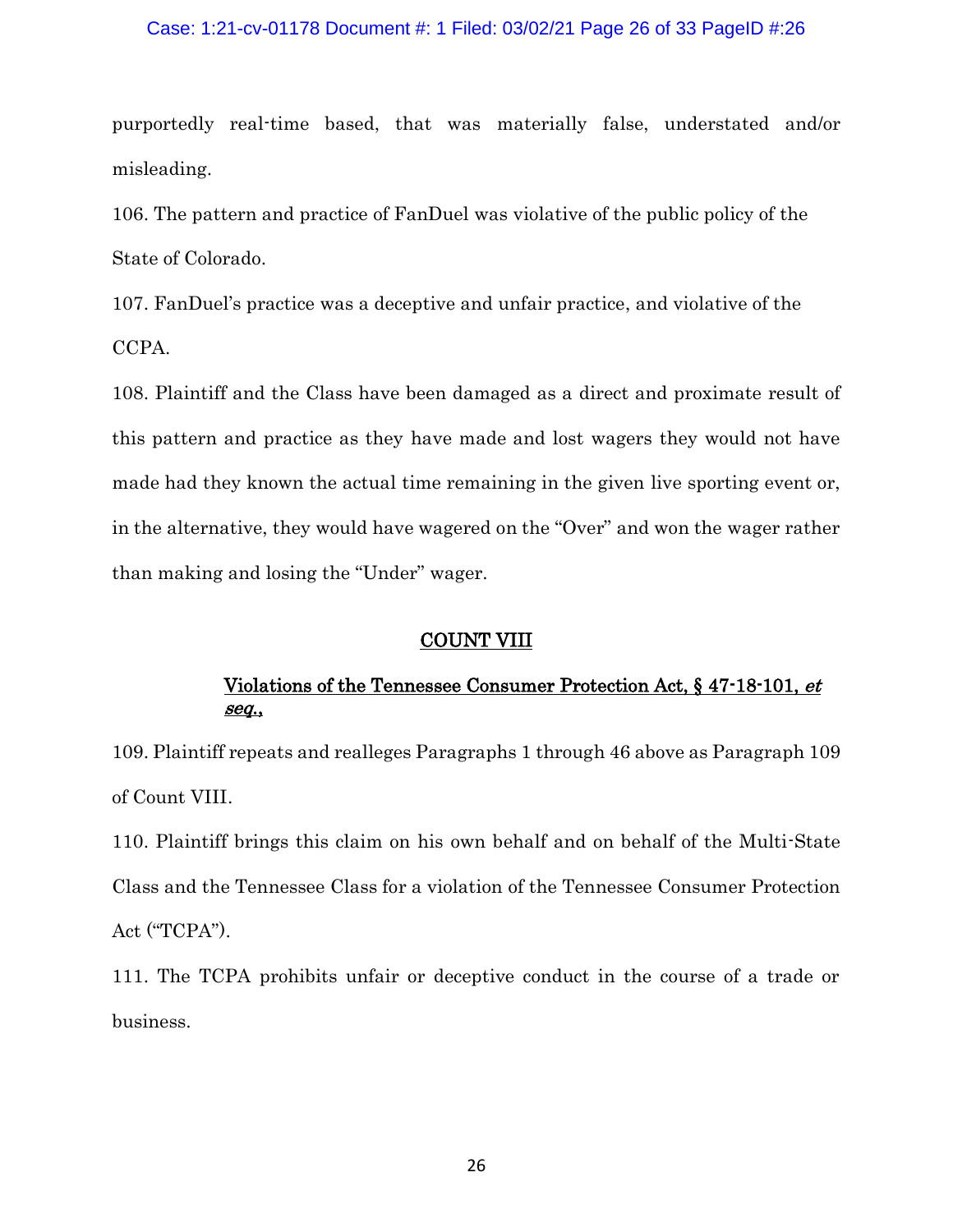purportedly real-time based, that was materially false, understated and/or misleading.

106. The pattern and practice of FanDuel was violative of the public policy of the State of Colorado.

107. FanDuel's practice was a deceptive and unfair practice, and violative of the CCPA.

108. Plaintiff and the Class have been damaged as a direct and proximate result of this pattern and practice as they have made and lost wagers they would not have made had they known the actual time remaining in the given live sporting event or, in the alternative, they would have wagered on the "Over" and won the wager rather than making and losing the "Under" wager.

## COUNT VIII

### Violations of the Tennessee Consumer Protection Act, § 47-18-101, *et seq.*,

109. Plaintiff repeats and realleges Paragraphs 1 through 46 above as Paragraph 109 of Count VIII.

110. Plaintiff brings this claim on his own behalf and on behalf of the Multi-State Class and the Tennessee Class for a violation of the Tennessee Consumer Protection Act ("TCPA").

111. The TCPA prohibits unfair or deceptive conduct in the course of a trade or business.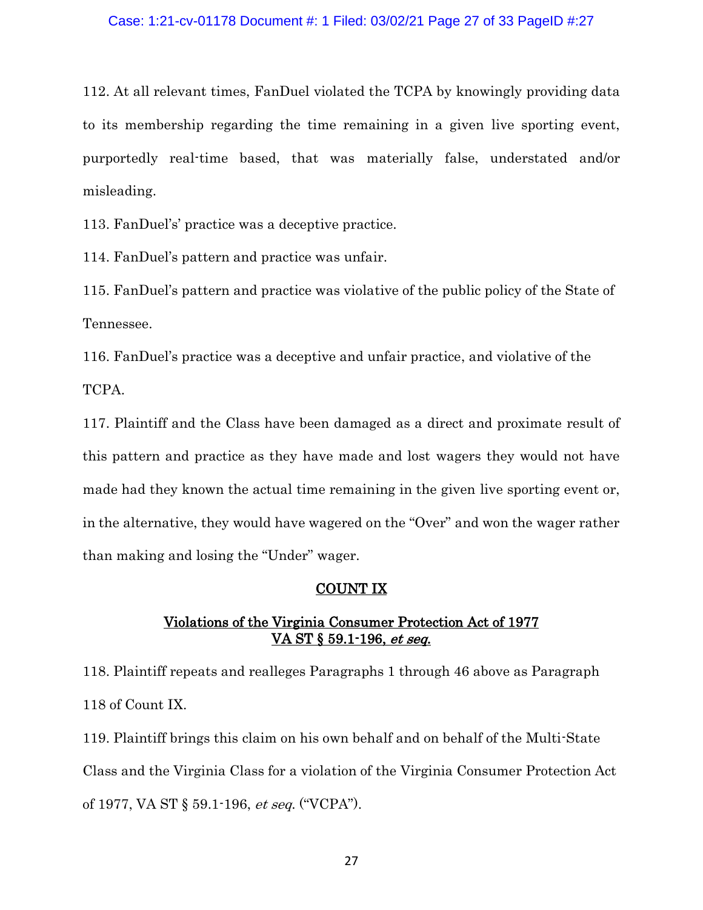112. At all relevant times, FanDuel violated the TCPA by knowingly providing data to its membership regarding the time remaining in a given live sporting event, purportedly real-time based, that was materially false, understated and/or misleading.

113. FanDuel's' practice was a deceptive practice.

114. FanDuel's pattern and practice was unfair.

115. FanDuel's pattern and practice was violative of the public policy of the State of Tennessee.

116. FanDuel's practice was a deceptive and unfair practice, and violative of the TCPA.

117. Plaintiff and the Class have been damaged as a direct and proximate result of this pattern and practice as they have made and lost wagers they would not have made had they known the actual time remaining in the given live sporting event or, in the alternative, they would have wagered on the "Over" and won the wager rather than making and losing the "Under" wager.

## COUNT IX

### Violations of the Virginia Consumer Protection Act of 1977 VA ST § 59.1-196, *et seq.*

118. Plaintiff repeats and realleges Paragraphs 1 through 46 above as Paragraph 118 of Count IX.

119. Plaintiff brings this claim on his own behalf and on behalf of the Multi-State Class and the Virginia Class for a violation of the Virginia Consumer Protection Act of 1977, VA ST § 59.1-196, *et seq.* ("VCPA").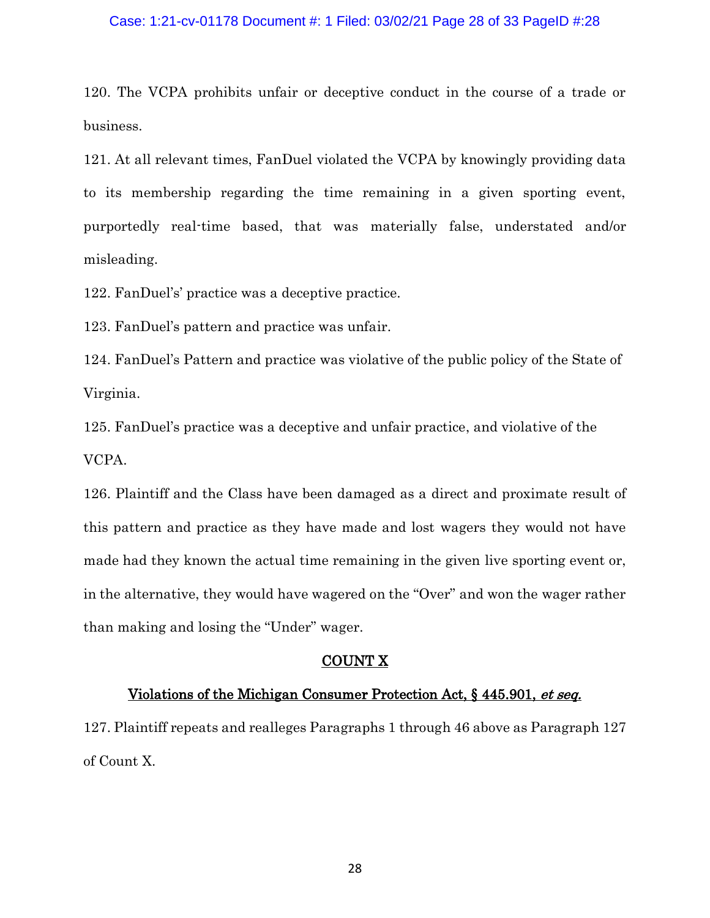120. The VCPA prohibits unfair or deceptive conduct in the course of a trade or business.

121. At all relevant times, FanDuel violated the VCPA by knowingly providing data to its membership regarding the time remaining in a given sporting event, purportedly real-time based, that was materially false, understated and/or misleading.

122. FanDuel's' practice was a deceptive practice.

123. FanDuel's pattern and practice was unfair.

124. FanDuel's Pattern and practice was violative of the public policy of the State of Virginia.

125. FanDuel's practice was a deceptive and unfair practice, and violative of the VCPA.

126. Plaintiff and the Class have been damaged as a direct and proximate result of this pattern and practice as they have made and lost wagers they would not have made had they known the actual time remaining in the given live sporting event or, in the alternative, they would have wagered on the "Over" and won the wager rather than making and losing the "Under" wager.

## COUNT X

### Violations of the Michigan Consumer Protection Act, § 445.901, *et seq.*

127. Plaintiff repeats and realleges Paragraphs 1 through 46 above as Paragraph 127 of Count X.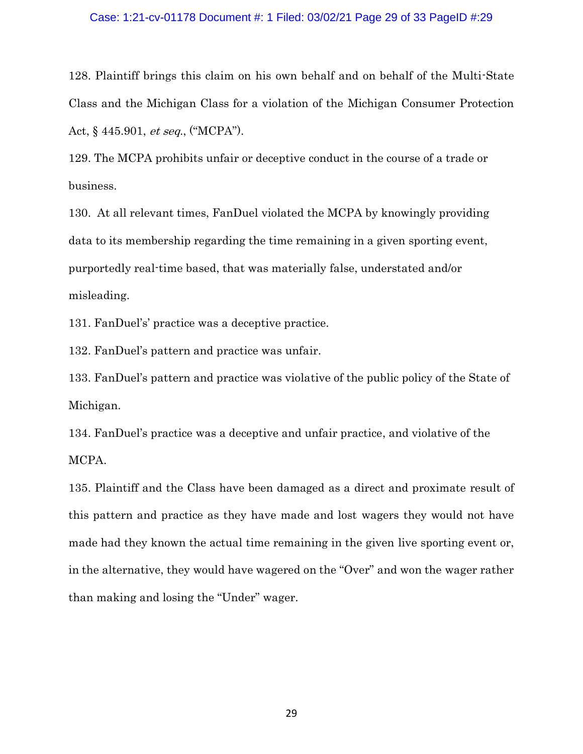128. Plaintiff brings this claim on his own behalf and on behalf of the Multi-State Class and the Michigan Class for a violation of the Michigan Consumer Protection Act, § 445.901, *et seq.*, ("MCPA").

129. The MCPA prohibits unfair or deceptive conduct in the course of a trade or business.

130. At all relevant times, FanDuel violated the MCPA by knowingly providing data to its membership regarding the time remaining in a given sporting event, purportedly real-time based, that was materially false, understated and/or misleading.

131. FanDuel's' practice was a deceptive practice.

132. FanDuel's pattern and practice was unfair.

133. FanDuel's pattern and practice was violative of the public policy of the State of Michigan.

134. FanDuel's practice was a deceptive and unfair practice, and violative of the MCPA.

135. Plaintiff and the Class have been damaged as a direct and proximate result of this pattern and practice as they have made and lost wagers they would not have made had they known the actual time remaining in the given live sporting event or, in the alternative, they would have wagered on the "Over" and won the wager rather than making and losing the "Under" wager.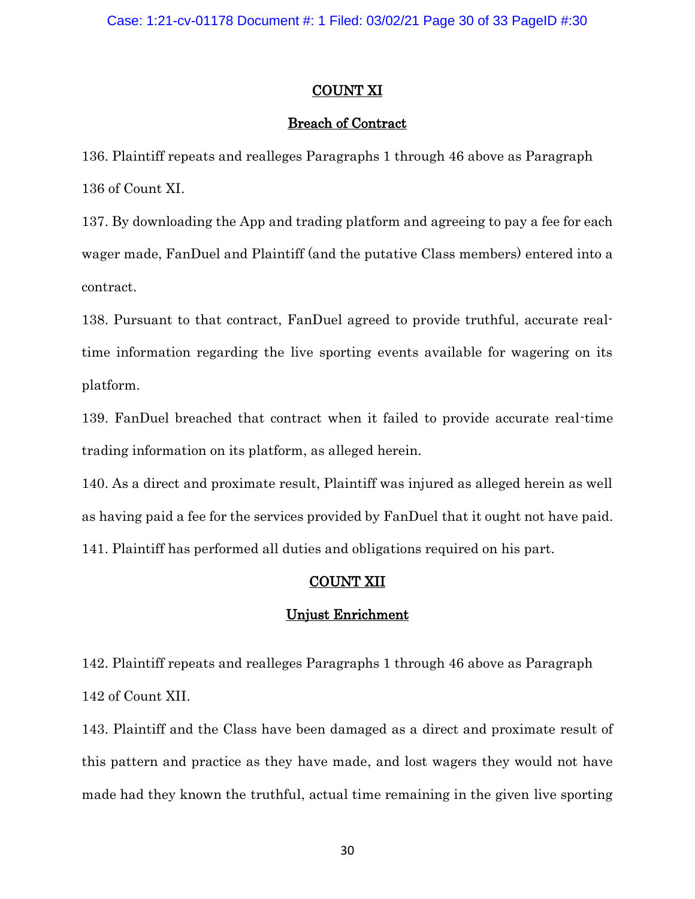## COUNT XI

### Breach of Contract

136. Plaintiff repeats and realleges Paragraphs 1 through 46 above as Paragraph 136 of Count XI.

137. By downloading the App and trading platform and agreeing to pay a fee for each wager made, FanDuel and Plaintiff (and the putative Class members) entered into a contract.

138. Pursuant to that contract, FanDuel agreed to provide truthful, accurate real-time information regarding the live sporting events available for wagering on its platform.

139. FanDuel breached that contract when it failed to provide accurate real-time trading information on its platform, as alleged herein.

140. As a direct and proximate result, Plaintiff was injured as alleged herein as well as having paid a fee for the services provided by FanDuel that it ought not have paid.

141. Plaintiff has performed all duties and obligations required on his part.

## COUNT XII

### Unjust Enrichment

142. Plaintiff repeats and realleges Paragraphs 1 through 46 above as Paragraph 142 of Count XII.

143. Plaintiff and the Class have been damaged as a direct and proximate result of this pattern and practice as they have made, and lost wagers they would not have made had they known the truthful, actual time remaining in the given live sporting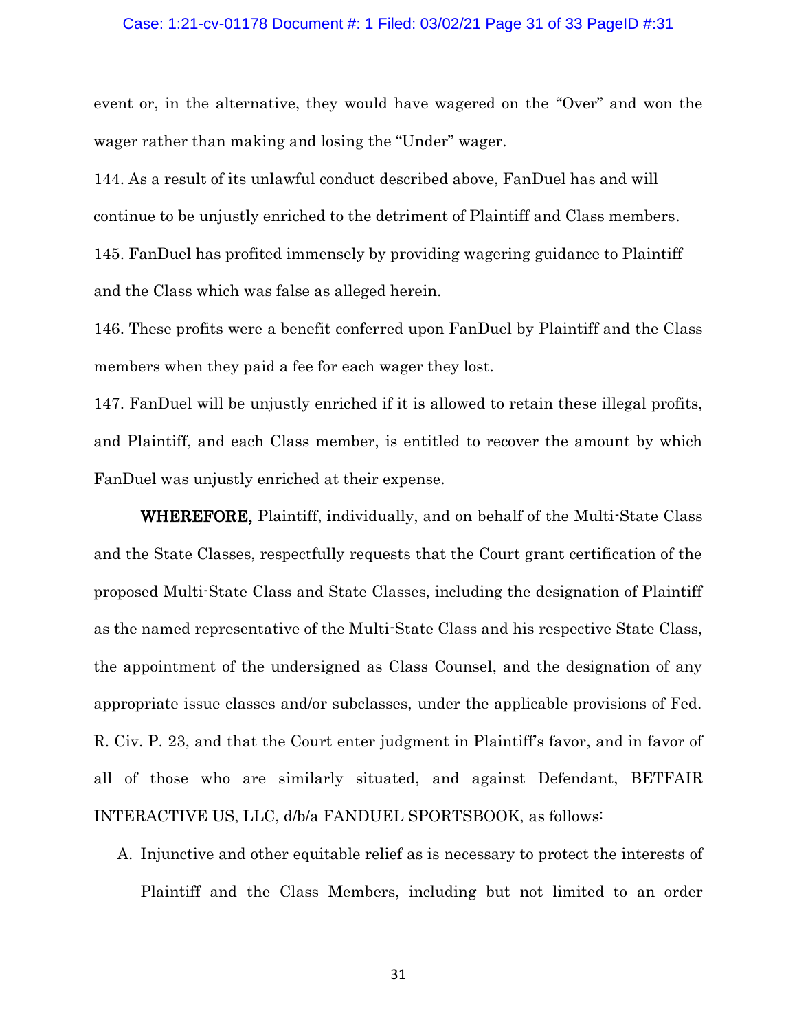event or, in the alternative, they would have wagered on the "Over" and won the wager rather than making and losing the "Under" wager.

144. As a result of its unlawful conduct described above, FanDuel has and will continue to be unjustly enriched to the detriment of Plaintiff and Class members.

145. FanDuel has profited immensely by providing wagering guidance to Plaintiff and the Class which was false as alleged herein.

146. These profits were a benefit conferred upon FanDuel by Plaintiff and the Class members when they paid a fee for each wager they lost.

147. FanDuel will be unjustly enriched if it is allowed to retain these illegal profits, and Plaintiff, and each Class member, is entitled to recover the amount by which FanDuel was unjustly enriched at their expense.

**WHEREFORE,** Plaintiff, individually, and on behalf of the Multi-State Class and the State Classes, respectfully requests that the Court grant certification of the proposed Multi-State Class and State Classes, including the designation of Plaintiff as the named representative of the Multi-State Class and his respective State Class, the appointment of the undersigned as Class Counsel, and the designation of any appropriate issue classes and/or subclasses, under the applicable provisions of Fed. R. Civ. P. 23, and that the Court enter judgment in Plaintiff's favor, and in favor of all of those who are similarly situated, and against Defendant, BETFAIR INTERACTIVE US, LLC, d/b/a FANDUEL SPORTSBOOK, as follows:

A. Injunctive and other equitable relief as is necessary to protect the interests of Plaintiff and the Class Members, including but not limited to an order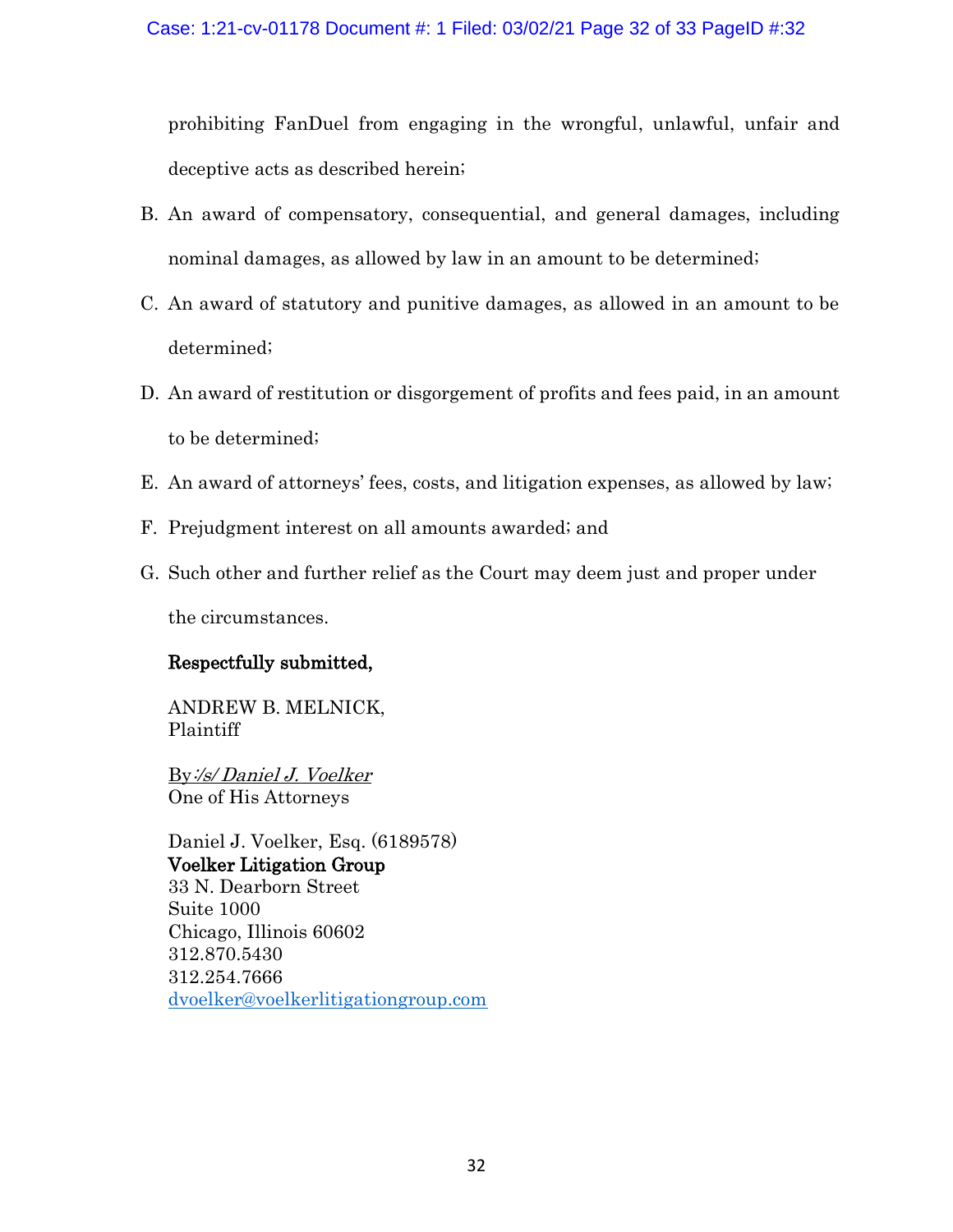prohibiting FanDuel from engaging in the wrongful, unlawful, unfair and deceptive acts as described herein;

B. An award of compensatory, consequential, and general damages, including nominal damages, as allowed by law in an amount to be determined;

C. An award of statutory and punitive damages, as allowed in an amount to be determined;

D. An award of restitution or disgorgement of profits and fees paid, in an amount to be determined;

E. An award of attorneys' fees, costs, and litigation expenses, as allowed by law;

F. Prejudgment interest on all amounts awarded; and

G. Such other and further relief as the Court may deem just and proper under the circumstances.

**Respectfully submitted,**

ANDREW B. MELNICK,
Plaintiff

By:*/s/ Daniel J. Voelker*
One of His Attorneys

Daniel J. Voelker, Esq. (6189578)
**Voelker Litigation Group**
33 N. Dearborn Street
Suite 1000
Chicago, Illinois 60602
312.870.5430
312.254.7666
dvoelker@voelkerlitigationgroup.com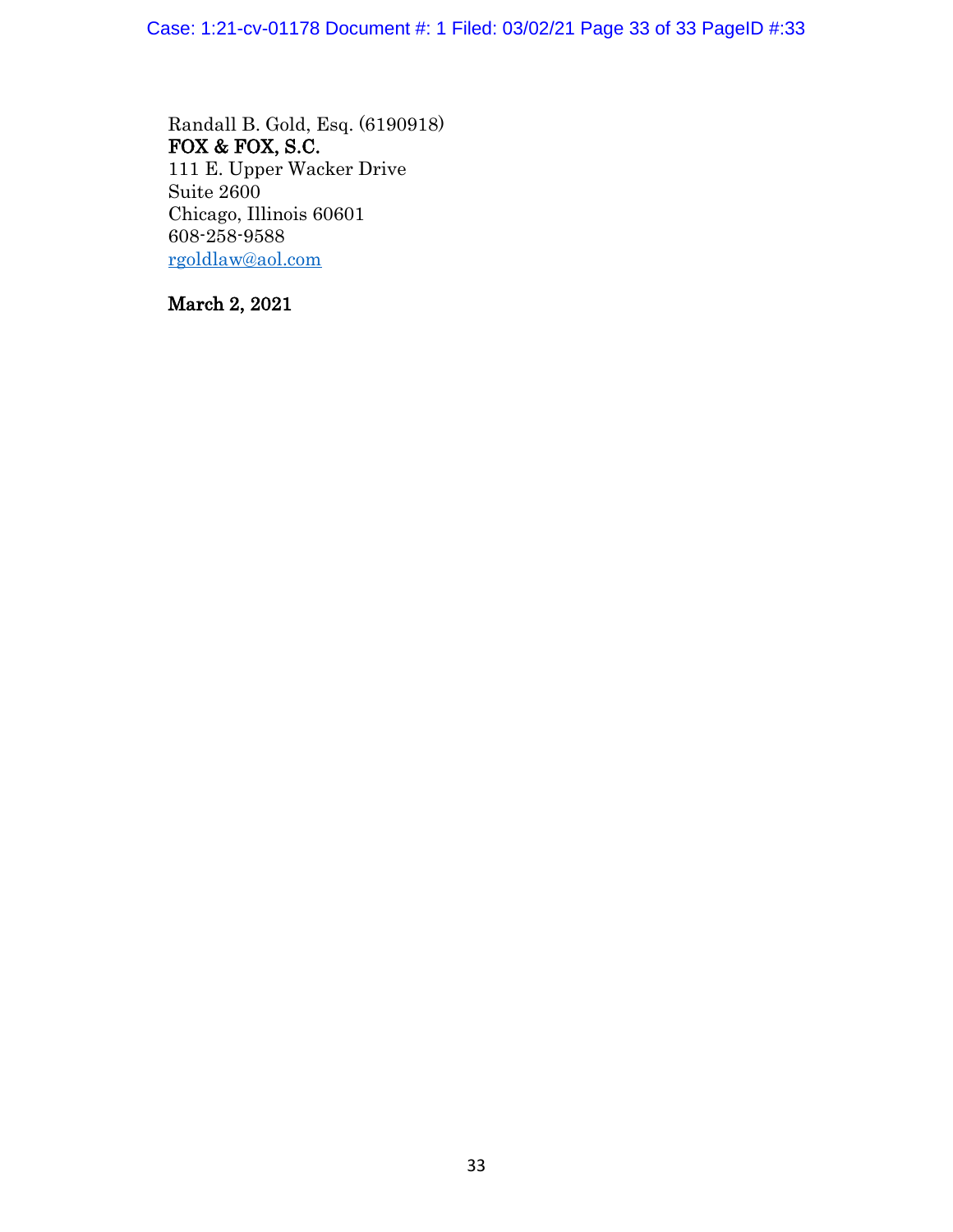Randall B. Gold, Esq. (6190918)
**FOX & FOX, S.C.**
111 E. Upper Wacker Drive
Suite 2600
Chicago, Illinois 60601
608-258-9588
rgoldlaw@aol.com

**March 2, 2021**